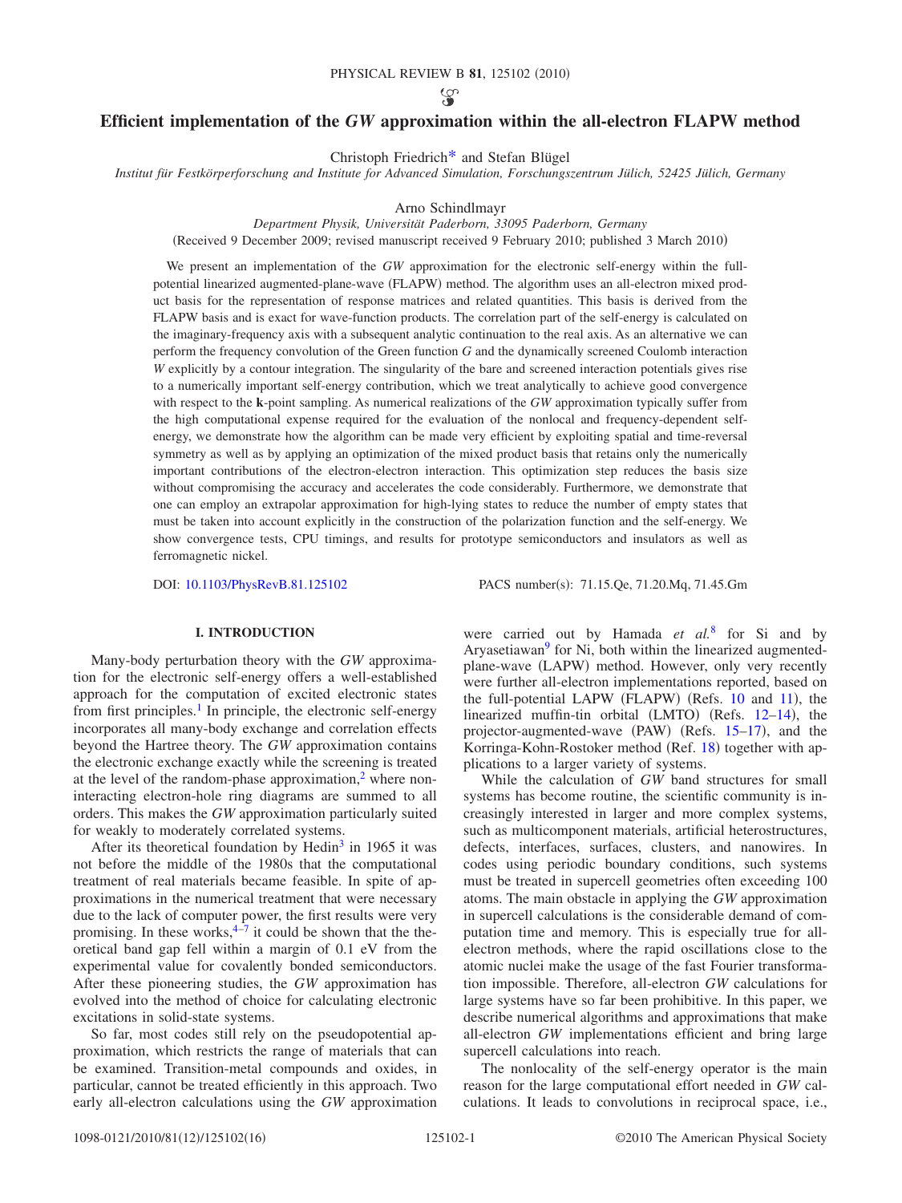# Efficient implementation of the *GW* approximation within the all-electron FLAPW method

Christoph Friedrich* and Stefan Blügel

*Institut für Festkörperforschung and Institute for Advanced Simulation, Forschungszentrum Jülich, 52425 Jülich, Germany*

Arno Schindlmayr

*Department Physik, Universität Paderborn, 33095 Paderborn, Germany*

(Received 9 December 2009; revised manuscript received 9 February 2010; published 3 March 2010)

We present an implementation of the *GW* approximation for the electronic self-energy within the full-potential linearized augmented-plane-wave (FLAPW) method. The algorithm uses an all-electron mixed product basis for the representation of response matrices and related quantities. This basis is derived from the FLAPW basis and is exact for wave-function products. The correlation part of the self-energy is calculated on the imaginary-frequency axis with a subsequent analytic continuation to the real axis. As an alternative we can perform the frequency convolution of the Green function *G* and the dynamically screened Coulomb interaction *W* explicitly by a contour integration. The singularity of the bare and screened interaction potentials gives rise to a numerically important self-energy contribution, which we treat analytically to achieve good convergence with respect to the **k**-point sampling. As numerical realizations of the *GW* approximation typically suffer from the high computational expense required for the evaluation of the nonlocal and frequency-dependent self-energy, we demonstrate how the algorithm can be made very efficient by exploiting spatial and time-reversal symmetry as well as by applying an optimization of the mixed product basis that retains only the numerically important contributions of the electron-electron interaction. This optimization step reduces the basis size without compromising the accuracy and accelerates the code considerably. Furthermore, we demonstrate that one can employ an extrapolar approximation for high-lying states to reduce the number of empty states that must be taken into account explicitly in the construction of the polarization function and the self-energy. We show convergence tests, CPU timings, and results for prototype semiconductors and insulators as well as ferromagnetic nickel.

DOI: 10.1103/PhysRevB.81.125102 PACS number(s): 71.15.Qe, 71.20.Mq, 71.45.Gm

## I. INTRODUCTION

Many-body perturbation theory with the *GW* approximation for the electronic self-energy offers a well-established approach for the computation of excited electronic states from first principles.[1] In principle, the electronic self-energy incorporates all many-body exchange and correlation effects beyond the Hartree theory. The *GW* approximation contains the electronic exchange exactly while the screening is treated at the level of the random-phase approximation,[2] where noninteracting electron-hole ring diagrams are summed to all orders. This makes the *GW* approximation particularly suited for weakly to moderately correlated systems.

After its theoretical foundation by Hedin[3] in 1965 it was not before the middle of the 1980s that the computational treatment of real materials became feasible. In spite of approximations in the numerical treatment that were necessary due to the lack of computer power, the first results were very promising. In these works,[4–7] it could be shown that the theoretical band gap fell within a margin of 0.1 eV from the experimental value for covalently bonded semiconductors. After these pioneering studies, the *GW* approximation has evolved into the method of choice for calculating electronic excitations in solid-state systems.

So far, most codes still rely on the pseudopotential approximation, which restricts the range of materials that can be examined. Transition-metal compounds and oxides, in particular, cannot be treated efficiently in this approach. Two early all-electron calculations using the *GW* approximation were carried out by Hamada *et al.*[8] for Si and by Aryasetiawan[9] for Ni, both within the linearized augmented-plane-wave (LAPW) method. However, only very recently were further all-electron implementations reported, based on the full-potential LAPW (FLAPW) (Refs. 10 and 11), the linearized muffin-tin orbital (LMTO) (Refs. 12–14), the projector-augmented-wave (PAW) (Refs. 15–17), and the Korringa-Kohn-Rostoker method (Ref. 18) together with applications to a larger variety of systems.

While the calculation of *GW* band structures for small systems has become routine, the scientific community is increasingly interested in larger and more complex systems, such as multicomponent materials, artificial heterostructures, defects, interfaces, surfaces, clusters, and nanowires. In codes using periodic boundary conditions, such systems must be treated in supercell geometries often exceeding 100 atoms. The main obstacle in applying the *GW* approximation in supercell calculations is the considerable demand of computation time and memory. This is especially true for all-electron methods, where the rapid oscillations close to the atomic nuclei make the usage of the fast Fourier transformation impossible. Therefore, all-electron *GW* calculations for large systems have so far been prohibitive. In this paper, we describe numerical algorithms and approximations that make all-electron *GW* implementations efficient and bring large supercell calculations into reach.

The nonlocality of the self-energy operator is the main reason for the large computational effort needed in *GW* calculations. It leads to convolutions in reciprocal space, i.e.,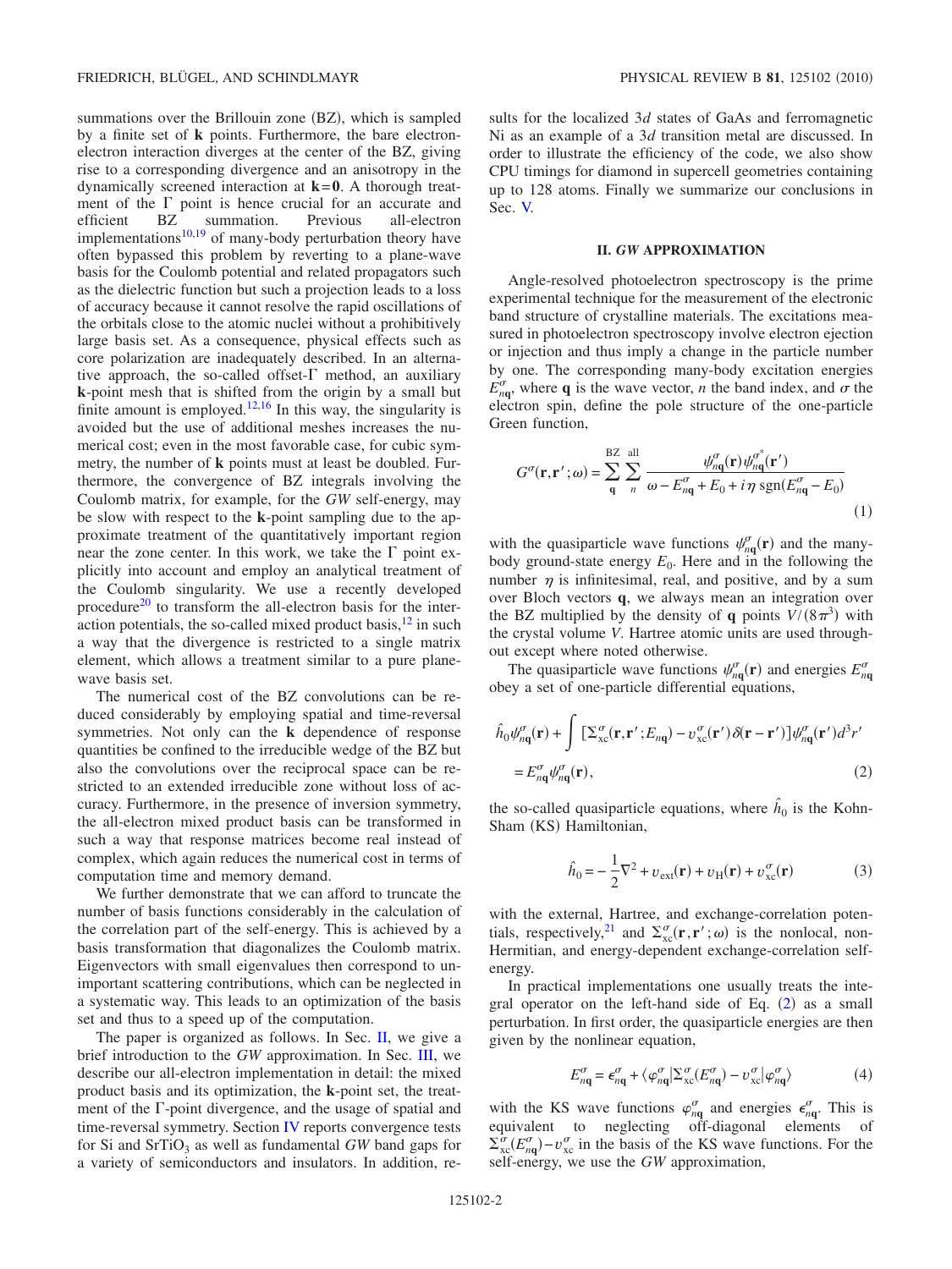summations over the Brillouin zone (BZ), which is sampled by a finite set of $\mathbf{k}$ points. Furthermore, the bare electron-electron interaction diverges at the center of the BZ, giving rise to a corresponding divergence and an anisotropy in the dynamically screened interaction at $\mathbf{k}=\mathbf{0}$. A thorough treatment of the Γ point is hence crucial for an accurate and efficient BZ summation. Previous all-electron implementations[10,19] of many-body perturbation theory have often bypassed this problem by reverting to a plane-wave basis for the Coulomb potential and related propagators such as the dielectric function but such a projection leads to a loss of accuracy because it cannot resolve the rapid oscillations of the orbitals close to the atomic nuclei without a prohibitively large basis set. As a consequence, physical effects such as core polarization are inadequately described. In an alternative approach, the so-called offset-Γ method, an auxiliary $\mathbf{k}$-point mesh that is shifted from the origin by a small but finite amount is employed.[12,16] In this way, the singularity is avoided but the use of additional meshes increases the numerical cost; even in the most favorable case, for cubic symmetry, the number of $\mathbf{k}$ points must at least be doubled. Furthermore, the convergence of BZ integrals involving the Coulomb matrix, for example, for the *GW* self-energy, may be slow with respect to the $\mathbf{k}$-point sampling due to the approximate treatment of the quantitatively important region near the zone center. In this work, we take the Γ point explicitly into account and employ an analytical treatment of the Coulomb singularity. We use a recently developed procedure[20] to transform the all-electron basis for the interaction potentials, the so-called mixed product basis,[12] in such a way that the divergence is restricted to a single matrix element, which allows a treatment similar to a pure plane-wave basis set.

The numerical cost of the BZ convolutions can be reduced considerably by employing spatial and time-reversal symmetries. Not only can the $\mathbf{k}$ dependence of response quantities be confined to the irreducible wedge of the BZ but also the convolutions over the reciprocal space can be restricted to an extended irreducible zone without loss of accuracy. Furthermore, in the presence of inversion symmetry, the all-electron mixed product basis can be transformed in such a way that response matrices become real instead of complex, which again reduces the numerical cost in terms of computation time and memory demand.

We further demonstrate that we can afford to truncate the number of basis functions considerably in the calculation of the correlation part of the self-energy. This is achieved by a basis transformation that diagonalizes the Coulomb matrix. Eigenvectors with small eigenvalues then correspond to unimportant scattering contributions, which can be neglected in a systematic way. This leads to an optimization of the basis set and thus to a speed up of the computation.

The paper is organized as follows. In Sec. II, we give a brief introduction to the *GW* approximation. In Sec. III, we describe our all-electron implementation in detail: the mixed product basis and its optimization, the $\mathbf{k}$-point set, the treatment of the Γ-point divergence, and the usage of spatial and time-reversal symmetry. Section IV reports convergence tests for Si and $SrTiO_3$ as well as fundamental *GW* band gaps for a variety of semiconductors and insulators. In addition, results for the localized 3$d$ states of GaAs and ferromagnetic Ni as an example of a 3$d$ transition metal are discussed. In order to illustrate the efficiency of the code, we also show CPU timings for diamond in supercell geometries containing up to 128 atoms. Finally we summarize our conclusions in Sec. V.

## II. *GW* APPROXIMATION

Angle-resolved photoelectron spectroscopy is the prime experimental technique for the measurement of the electronic band structure of crystalline materials. The excitations measured in photoelectron spectroscopy involve electron ejection or injection and thus imply a change in the particle number by one. The corresponding many-body excitation energies $E^{\sigma}_{n\mathbf{q}}$, where $\mathbf{q}$ is the wave vector, $n$ the band index, and $\sigma$ the electron spin, define the pole structure of the one-particle Green function,

$$G^{\sigma}(\mathbf{r},\mathbf{r}';\omega) = \sum_{\mathbf{q}}^{\mathrm{BZ}} \sum_{n}^{\mathrm{all}} \frac{\psi^{\sigma}_{n\mathbf{q}}(\mathbf{r})\psi^{\sigma^*}_{n\mathbf{q}}(\mathbf{r}')}{\omega - E^{\sigma}_{n\mathbf{q}} + E_0 + i\eta\,\mathrm{sgn}(E^{\sigma}_{n\mathbf{q}} - E_0)} \tag{1}$$

with the quasiparticle wave functions $\psi^{\sigma}_{n\mathbf{q}}(\mathbf{r})$ and the many-body ground-state energy $E_0$. Here and in the following the number $\eta$ is infinitesimal, real, and positive, and by a sum over Bloch vectors $\mathbf{q}$, we always mean an integration over the BZ multiplied by the density of $\mathbf{q}$ points $V/(8\pi^3)$ with the crystal volume $V$. Hartree atomic units are used throughout except where noted otherwise.

The quasiparticle wave functions $\psi^{\sigma}_{n\mathbf{q}}(\mathbf{r})$ and energies $E^{\sigma}_{n\mathbf{q}}$ obey a set of one-particle differential equations,

$$\hat{h}_0\psi^{\sigma}_{n\mathbf{q}}(\mathbf{r}) + \int [\Sigma^{\sigma}_{\mathrm{xc}}(\mathbf{r},\mathbf{r}';E_{n\mathbf{q}}) - v^{\sigma}_{\mathrm{xc}}(\mathbf{r}')\delta(\mathbf{r}-\mathbf{r}')]\psi^{\sigma}_{n\mathbf{q}}(\mathbf{r}')d^3r' = E^{\sigma}_{n\mathbf{q}}\psi^{\sigma}_{n\mathbf{q}}(\mathbf{r}), \tag{2}$$

the so-called quasiparticle equations, where $\hat{h}_0$ is the Kohn-Sham (KS) Hamiltonian,

$$\hat{h}_0 = -\frac{1}{2}\nabla^2 + v_{\mathrm{ext}}(\mathbf{r}) + v_{\mathrm{H}}(\mathbf{r}) + v^{\sigma}_{\mathrm{xc}}(\mathbf{r}) \tag{3}$$

with the external, Hartree, and exchange-correlation potentials, respectively,[21] and $\Sigma^{\sigma}_{\mathrm{xc}}(\mathbf{r},\mathbf{r}';\omega)$ is the nonlocal, non-Hermitian, and energy-dependent exchange-correlation self-energy.

In practical implementations one usually treats the integral operator on the left-hand side of Eq. (2) as a small perturbation. In first order, the quasiparticle energies are then given by the nonlinear equation,

$$E^{\sigma}_{n\mathbf{q}} = \epsilon^{\sigma}_{n\mathbf{q}} + \langle \varphi^{\sigma}_{n\mathbf{q}} | \Sigma^{\sigma}_{\mathrm{xc}}(E^{\sigma}_{n\mathbf{q}}) - v^{\sigma}_{\mathrm{xc}} | \varphi^{\sigma}_{n\mathbf{q}} \rangle \tag{4}$$

with the KS wave functions $\varphi^{\sigma}_{n\mathbf{q}}$ and energies $\epsilon^{\sigma}_{n\mathbf{q}}$. This is equivalent to neglecting off-diagonal elements of $\Sigma^{\sigma}_{\mathrm{xc}}(E^{\sigma}_{n\mathbf{q}}) - v^{\sigma}_{\mathrm{xc}}$ in the basis of the KS wave functions. For the self-energy, we use the *GW* approximation,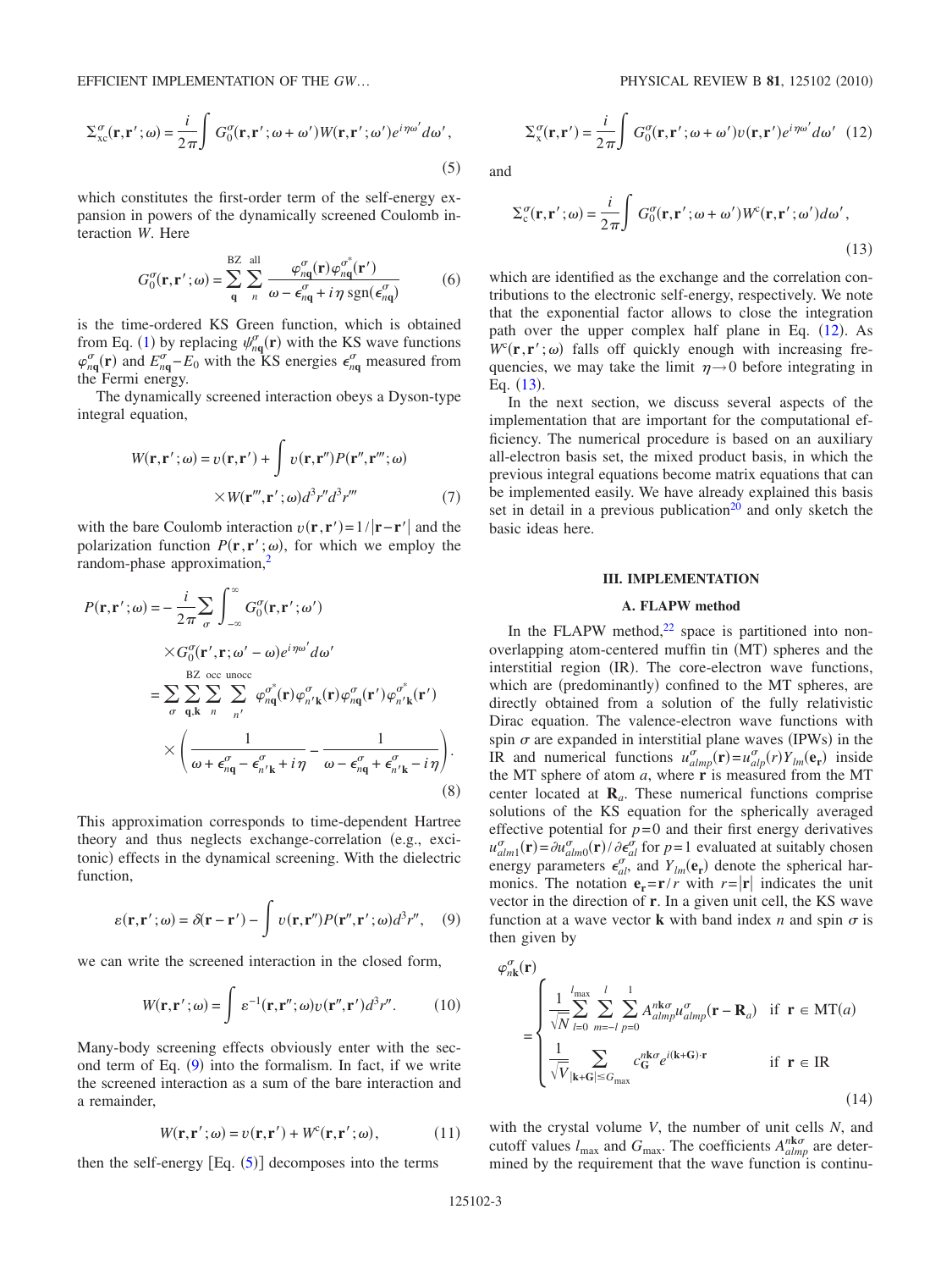$$\Sigma_{\rm xc}^{\sigma}(\mathbf{r},\mathbf{r}';\omega) = \frac{i}{2\pi}\int G_0^{\sigma}(\mathbf{r},\mathbf{r}';\omega+\omega')W(\mathbf{r},\mathbf{r}';\omega')e^{i\eta\omega'}d\omega', \tag{5}$$

which constitutes the first-order term of the self-energy expansion in powers of the dynamically screened Coulomb interaction $W$. Here

$$G_0^{\sigma}(\mathbf{r},\mathbf{r}';\omega) = \sum_{\mathbf{q}}^{\rm BZ}\sum_{n}^{\rm all}\frac{\varphi_{n\mathbf{q}}^{\sigma}(\mathbf{r})\varphi_{n\mathbf{q}}^{\sigma^*}(\mathbf{r}')}{\omega - \epsilon_{n\mathbf{q}}^{\sigma} + i\eta\,\mathrm{sgn}(\epsilon_{n\mathbf{q}}^{\sigma})} \tag{6}$$

is the time-ordered KS Green function, which is obtained from Eq. (1) by replacing $\psi_{n\mathbf{q}}^{\sigma}(\mathbf{r})$ with the KS wave functions $\varphi_{n\mathbf{q}}^{\sigma}(\mathbf{r})$ and $E_{n\mathbf{q}}^{\sigma}-E_0$ with the KS energies $\epsilon_{n\mathbf{q}}^{\sigma}$ measured from the Fermi energy.

The dynamically screened interaction obeys a Dyson-type integral equation,

$$W(\mathbf{r},\mathbf{r}';\omega) = v(\mathbf{r},\mathbf{r}') + \int v(\mathbf{r},\mathbf{r}'')P(\mathbf{r}'',\mathbf{r}''';\omega) \times W(\mathbf{r}''',\mathbf{r}';\omega)d^3r''d^3r''' \tag{7}$$

with the bare Coulomb interaction $v(\mathbf{r},\mathbf{r}')=1/|\mathbf{r}-\mathbf{r}'|$ and the polarization function $P(\mathbf{r},\mathbf{r}';\omega)$, for which we employ the random-phase approximation,[2]

$$\begin{aligned}
P(\mathbf{r},\mathbf{r}';\omega) &= -\frac{i}{2\pi}\sum_{\sigma}\int_{-\infty}^{\infty} G_0^{\sigma}(\mathbf{r},\mathbf{r}';\omega') \times G_0^{\sigma}(\mathbf{r}',\mathbf{r};\omega'-\omega)e^{i\eta\omega'}d\omega' \\
&= \sum_{\sigma}\sum_{\mathbf{q},\mathbf{k}}^{\rm BZ}\sum_{n}^{\rm occ}\sum_{n'}^{\rm unocc}\varphi_{n\mathbf{q}}^{\sigma^*}(\mathbf{r})\varphi_{n'\mathbf{k}}^{\sigma}(\mathbf{r})\varphi_{n\mathbf{q}}^{\sigma}(\mathbf{r}')\varphi_{n'\mathbf{k}}^{\sigma^*}(\mathbf{r}') \\
&\quad \times \left(\frac{1}{\omega+\epsilon_{n\mathbf{q}}^{\sigma}-\epsilon_{n'\mathbf{k}}^{\sigma}+i\eta} - \frac{1}{\omega-\epsilon_{n\mathbf{q}}^{\sigma}+\epsilon_{n'\mathbf{k}}^{\sigma}-i\eta}\right).
\end{aligned} \tag{8}$$

This approximation corresponds to time-dependent Hartree theory and thus neglects exchange-correlation (e.g., excitonic) effects in the dynamical screening. With the dielectric function,

$$\varepsilon(\mathbf{r},\mathbf{r}';\omega) = \delta(\mathbf{r}-\mathbf{r}') - \int v(\mathbf{r},\mathbf{r}'')P(\mathbf{r}'',\mathbf{r}';\omega)d^3r'', \tag{9}$$

we can write the screened interaction in the closed form,

$$W(\mathbf{r},\mathbf{r}';\omega) = \int \varepsilon^{-1}(\mathbf{r},\mathbf{r}'';\omega)v(\mathbf{r}'',\mathbf{r}')d^3r''. \tag{10}$$

Many-body screening effects obviously enter with the second term of Eq. (9) into the formalism. In fact, if we write the screened interaction as a sum of the bare interaction and a remainder,

$$W(\mathbf{r},\mathbf{r}';\omega) = v(\mathbf{r},\mathbf{r}') + W^{\rm c}(\mathbf{r},\mathbf{r}';\omega), \tag{11}$$

then the self-energy [Eq. (5)] decomposes into the terms

$$\Sigma_{\rm x}^{\sigma}(\mathbf{r},\mathbf{r}') = \frac{i}{2\pi}\int G_0^{\sigma}(\mathbf{r},\mathbf{r}';\omega+\omega')v(\mathbf{r},\mathbf{r}')e^{i\eta\omega'}d\omega' \tag{12}$$

and

$$\Sigma_{\rm c}^{\sigma}(\mathbf{r},\mathbf{r}';\omega) = \frac{i}{2\pi}\int G_0^{\sigma}(\mathbf{r},\mathbf{r}';\omega+\omega')W^{\rm c}(\mathbf{r},\mathbf{r}';\omega')d\omega', \tag{13}$$

which are identified as the exchange and the correlation contributions to the electronic self-energy, respectively. We note that the exponential factor allows to close the integration path over the upper complex half plane in Eq. (12). As $W^{\rm c}(\mathbf{r},\mathbf{r}';\omega)$ falls off quickly enough with increasing frequencies, we may take the limit $\eta\to 0$ before integrating in Eq. (13).

In the next section, we discuss several aspects of the implementation that are important for the computational efficiency. The numerical procedure is based on an auxiliary all-electron basis set, the mixed product basis, in which the previous integral equations become matrix equations that can be implemented easily. We have already explained this basis set in detail in a previous publication[20] and only sketch the basic ideas here.

## III. IMPLEMENTATION

### A. FLAPW method

In the FLAPW method,[22] space is partitioned into nonoverlapping atom-centered muffin tin (MT) spheres and the interstitial region (IR). The core-electron wave functions, which are (predominantly) confined to the MT spheres, are directly obtained from a solution of the fully relativistic Dirac equation. The valence-electron wave functions with spin $\sigma$ are expanded in interstitial plane waves (IPWs) in the IR and numerical functions $u_{almp}^{\sigma}(\mathbf{r}) = u_{alp}^{\sigma}(r)Y_{lm}(\mathbf{e}_\mathbf{r})$ inside the MT sphere of atom $a$, where $\mathbf{r}$ is measured from the MT center located at $\mathbf{R}_a$. These numerical functions comprise solutions of the KS equation for the spherically averaged effective potential for $p=0$ and their first energy derivatives $u_{alm1}^{\sigma}(\mathbf{r}) = \partial u_{alm0}^{\sigma}(\mathbf{r})/\partial\epsilon_{al}^{\sigma}$ for $p=1$ evaluated at suitably chosen energy parameters $\epsilon_{al}^{\sigma}$, and $Y_{lm}(\mathbf{e}_\mathbf{r})$ denote the spherical harmonics. The notation $\mathbf{e}_\mathbf{r}=\mathbf{r}/r$ with $r=|\mathbf{r}|$ indicates the unit vector in the direction of $\mathbf{r}$. In a given unit cell, the KS wave function at a wave vector $\mathbf{k}$ with band index $n$ and spin $\sigma$ is then given by

$$\varphi_{n\mathbf{k}}^{\sigma}(\mathbf{r}) = \begin{cases} \dfrac{1}{\sqrt{N}}\displaystyle\sum_{l=0}^{l_{\rm max}}\sum_{m=-l}^{l}\sum_{p=0}^{1}A_{almp}^{n\mathbf{k}\sigma}u_{almp}^{\sigma}(\mathbf{r}-\mathbf{R}_a) & \text{if } \mathbf{r}\in \mathrm{MT}(a) \\ \dfrac{1}{\sqrt{V}}\displaystyle\sum_{|\mathbf{k}+\mathbf{G}|\le G_{\rm max}} c_{\mathbf{G}}^{n\mathbf{k}\sigma}e^{i(\mathbf{k}+\mathbf{G})\cdot\mathbf{r}} & \text{if } \mathbf{r}\in \mathrm{IR} \end{cases} \tag{14}$$

with the crystal volume $V$, the number of unit cells $N$, and cutoff values $l_{\rm max}$ and $G_{\rm max}$. The coefficients $A_{almp}^{n\mathbf{k}\sigma}$ are determined by the requirement that the wave function is continu-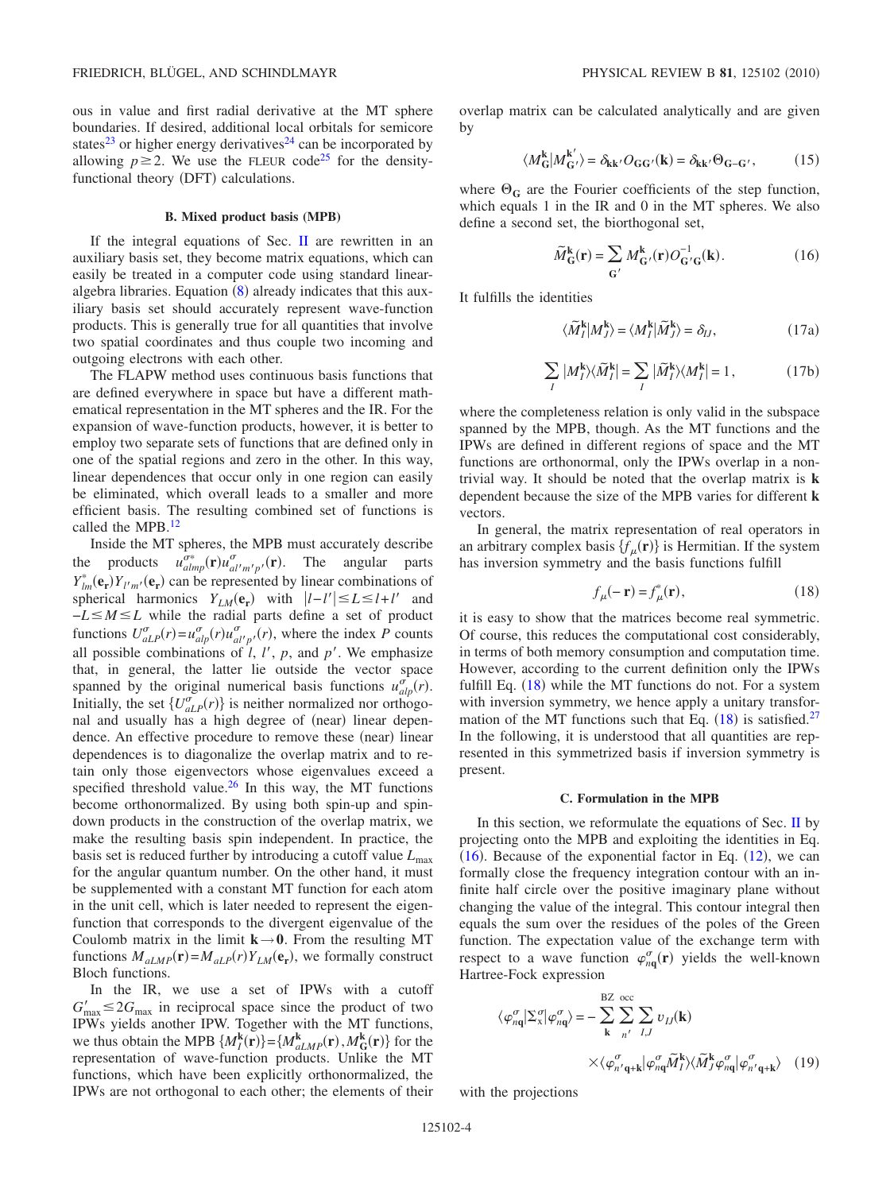ous in value and first radial derivative at the MT sphere boundaries. If desired, additional local orbitals for semicore states[23] or higher energy derivatives[24] can be incorporated by allowing $p \geq 2$. We use the FLEUR code[25] for the density-functional theory (DFT) calculations.

### B. Mixed product basis (MPB)

If the integral equations of Sec. II are rewritten in an auxiliary basis set, they become matrix equations, which can easily be treated in a computer code using standard linear-algebra libraries. Equation (8) already indicates that this auxiliary basis set should accurately represent wave-function products. This is generally true for all quantities that involve two spatial coordinates and thus couple two incoming and outgoing electrons with each other.

The FLAPW method uses continuous basis functions that are defined everywhere in space but have a different mathematical representation in the MT spheres and the IR. For the expansion of wave-function products, however, it is better to employ two separate sets of functions that are defined only in one of the spatial regions and zero in the other. In this way, linear dependences that occur only in one region can easily be eliminated, which overall leads to a smaller and more efficient basis. The resulting combined set of functions is called the MPB.[12]

Inside the MT spheres, the MPB must accurately describe the products $u^{\sigma*}_{almp}(\mathbf{r})u^{\sigma}_{al'm'p'}(\mathbf{r})$. The angular parts $Y^*_{lm}(\mathbf{e_r})Y_{l'm'}(\mathbf{e_r})$ can be represented by linear combinations of spherical harmonics $Y_{LM}(\mathbf{e_r})$ with $|l-l'| \leq L \leq l+l'$ and $-L \leq M \leq L$ while the radial parts define a set of product functions $U^{\sigma}_{aLP}(r) = u^{\sigma}_{alp}(r)u^{\sigma}_{al'p'}(r)$, where the index $P$ counts all possible combinations of $l$, $l'$, $p$, and $p'$. We emphasize that, in general, the latter lie outside the vector space spanned by the original numerical basis functions $u^{\sigma}_{alp}(r)$. Initially, the set $\{U^{\sigma}_{aLP}(r)\}$ is neither normalized nor orthogonal and usually has a high degree of (near) linear dependence. An effective procedure to remove these (near) linear dependences is to diagonalize the overlap matrix and to retain only those eigenvectors whose eigenvalues exceed a specified threshold value.[26] In this way, the MT functions become orthonormalized. By using both spin-up and spin-down products in the construction of the overlap matrix, we make the resulting basis spin independent. In practice, the basis set is reduced further by introducing a cutoff value $L_{\max}$ for the angular quantum number. On the other hand, it must be supplemented with a constant MT function for each atom in the unit cell, which is later needed to represent the eigenfunction that corresponds to the divergent eigenvalue of the Coulomb matrix in the limit $\mathbf{k} \to \mathbf{0}$. From the resulting MT functions $M_{aLMP}(\mathbf{r}) = M_{aLP}(r)Y_{LM}(\mathbf{e_r})$, we formally construct Bloch functions.

In the IR, we use a set of IPWs with a cutoff $G'_{\max} \leq 2G_{\max}$ in reciprocal space since the product of two IPWs yields another IPW. Together with the MT functions, we thus obtain the MPB $\{M^{\mathbf{k}}_I(\mathbf{r})\} = \{M^{\mathbf{k}}_{aLMP}(\mathbf{r}), M^{\mathbf{k}}_{\mathbf{G}}(\mathbf{r})\}$ for the representation of wave-function products. Unlike the MT functions, which have been explicitly orthonormalized, the IPWs are not orthogonal to each other; the elements of their overlap matrix can be calculated analytically and are given by

$$\langle M^{\mathbf{k}}_{\mathbf{G}} | M^{\mathbf{k}'}_{\mathbf{G}'} \rangle = \delta_{\mathbf{k}\mathbf{k}'} O_{\mathbf{G}\mathbf{G}'}(\mathbf{k}) = \delta_{\mathbf{k}\mathbf{k}'} \Theta_{\mathbf{G}-\mathbf{G}'}, \tag{15}$$

where $\Theta_{\mathbf{G}}$ are the Fourier coefficients of the step function, which equals 1 in the IR and 0 in the MT spheres. We also define a second set, the biorthogonal set,

$$\tilde{M}^{\mathbf{k}}_{\mathbf{G}}(\mathbf{r}) = \sum_{\mathbf{G}'} M^{\mathbf{k}}_{\mathbf{G}'}(\mathbf{r}) O^{-1}_{\mathbf{G}'\mathbf{G}}(\mathbf{k}). \tag{16}$$

It fulfills the identities

$$\langle \tilde{M}^{\mathbf{k}}_I | M^{\mathbf{k}}_J \rangle = \langle M^{\mathbf{k}}_I | \tilde{M}^{\mathbf{k}}_J \rangle = \delta_{IJ}, \tag{17a}$$

$$\sum_I |M^{\mathbf{k}}_I\rangle\langle \tilde{M}^{\mathbf{k}}_I| = \sum_I |\tilde{M}^{\mathbf{k}}_I\rangle\langle M^{\mathbf{k}}_I| = 1, \tag{17b}$$

where the completeness relation is only valid in the subspace spanned by the MPB, though. As the MT functions and the IPWs are defined in different regions of space and the MT functions are orthonormal, only the IPWs overlap in a nontrivial way. It should be noted that the overlap matrix is $\mathbf{k}$ dependent because the size of the MPB varies for different $\mathbf{k}$ vectors.

In general, the matrix representation of real operators in an arbitrary complex basis $\{f_\mu(\mathbf{r})\}$ is Hermitian. If the system has inversion symmetry and the basis functions fulfill

$$f_\mu(-\mathbf{r}) = f^*_\mu(\mathbf{r}), \tag{18}$$

it is easy to show that the matrices become real symmetric. Of course, this reduces the computational cost considerably, in terms of both memory consumption and computation time. However, according to the current definition only the IPWs fulfill Eq. (18) while the MT functions do not. For a system with inversion symmetry, we hence apply a unitary transformation of the MT functions such that Eq. (18) is satisfied.[27] In the following, it is understood that all quantities are represented in this symmetrized basis if inversion symmetry is present.

### C. Formulation in the MPB

In this section, we reformulate the equations of Sec. II by projecting onto the MPB and exploiting the identities in Eq. (16). Because of the exponential factor in Eq. (12), we can formally close the frequency integration contour with an infinite half circle over the positive imaginary plane without changing the value of the integral. This contour integral then equals the sum over the residues of the poles of the Green function. The expectation value of the exchange term with respect to a wave function $\varphi^{\sigma}_{n\mathbf{q}}(\mathbf{r})$ yields the well-known Hartree-Fock expression

$$\langle \varphi^{\sigma}_{n\mathbf{q}} | \Sigma^{\sigma}_{\mathrm{x}} | \varphi^{\sigma}_{n\mathbf{q}} \rangle = -\sum_{\mathbf{k}}^{\mathrm{BZ}} \sum_{n'}^{\mathrm{occ}} \sum_{I,J} v_{IJ}(\mathbf{k}) \times \langle \varphi^{\sigma}_{n'\mathbf{q}+\mathbf{k}} | \varphi^{\sigma}_{n\mathbf{q}} \tilde{M}^{\mathbf{k}}_I \rangle \langle \tilde{M}^{\mathbf{k}}_J \varphi^{\sigma}_{n\mathbf{q}} | \varphi^{\sigma}_{n'\mathbf{q}+\mathbf{k}} \rangle \tag{19}$$

with the projections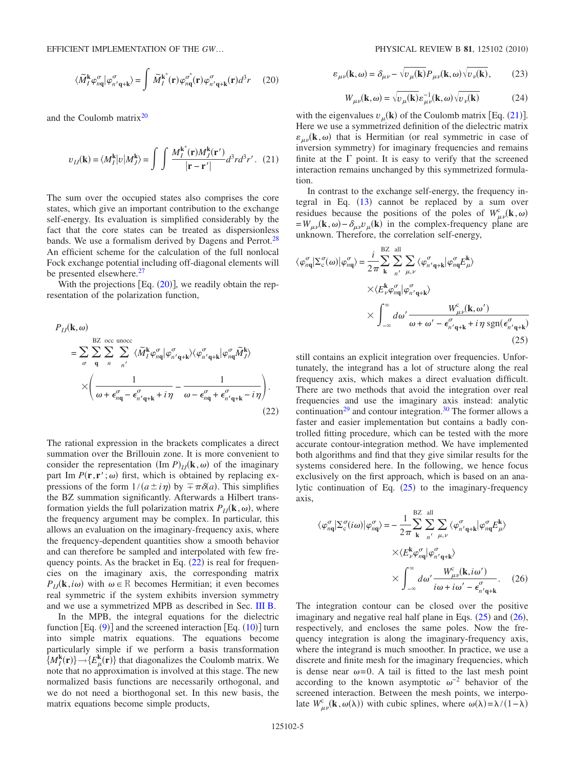$$\langle \tilde{M}_I^{\mathbf{k}} \varphi_{n\mathbf{q}}^{\sigma} | \varphi_{n'\mathbf{q}+\mathbf{k}}^{\sigma} \rangle = \int \tilde{M}_I^{\mathbf{k}^*}(\mathbf{r}) \varphi_{n\mathbf{q}}^{\sigma^*}(\mathbf{r}) \varphi_{n'\mathbf{q}+\mathbf{k}}^{\sigma}(\mathbf{r}) d^3r \quad (20)$$

and the Coulomb matrix[20]

$$v_{IJ}(\mathbf{k}) = \langle M_I^{\mathbf{k}} | v | M_J^{\mathbf{k}} \rangle = \int \int \frac{M_I^{\mathbf{k}^*}(\mathbf{r}) M_J^{\mathbf{k}}(\mathbf{r}')}{|\mathbf{r} - \mathbf{r}'|} d^3r d^3r'. \quad (21)$$

The sum over the occupied states also comprises the core states, which give an important contribution to the exchange self-energy. Its evaluation is simplified considerably by the fact that the core states can be treated as dispersionless bands. We use a formalism derived by Dagens and Perrot.[28] An efficient scheme for the calculation of the full nonlocal Fock exchange potential including off-diagonal elements will be presented elsewhere.[27]

With the projections [Eq. (20)], we readily obtain the representation of the polarization function,

$$P_{IJ}(\mathbf{k},\omega) = \sum_{\sigma} \sum_{\mathbf{q}}^{\mathrm{BZ}} \sum_{n}^{\mathrm{occ}} \sum_{n'}^{\mathrm{unocc}} \langle \tilde{M}_I^{\mathbf{k}} \varphi_{n\mathbf{q}}^{\sigma} | \varphi_{n'\mathbf{q}+\mathbf{k}}^{\sigma} \rangle \langle \varphi_{n'\mathbf{q}+\mathbf{k}}^{\sigma} | \varphi_{n\mathbf{q}}^{\sigma} \tilde{M}_J^{\mathbf{k}} \rangle \times \left( \frac{1}{\omega + \epsilon_{n\mathbf{q}}^{\sigma} - \epsilon_{n'\mathbf{q}+\mathbf{k}}^{\sigma} + i\eta} - \frac{1}{\omega - \epsilon_{n\mathbf{q}}^{\sigma} + \epsilon_{n'\mathbf{q}+\mathbf{k}}^{\sigma} - i\eta} \right). \quad (22)$$

The rational expression in the brackets complicates a direct summation over the Brillouin zone. It is more convenient to consider the representation $(\mathrm{Im}\, P)_{IJ}(\mathbf{k},\omega)$ of the imaginary part $\mathrm{Im}\, P(\mathbf{r},\mathbf{r}';\omega)$ first, which is obtained by replacing expressions of the form $1/(a \pm i\eta)$ by $\mp \pi \delta(a)$. This simplifies the BZ summation significantly. Afterwards a Hilbert transformation yields the full polarization matrix $P_{IJ}(\mathbf{k},\omega)$, where the frequency argument may be complex. In particular, this allows an evaluation on the imaginary-frequency axis, where the frequency-dependent quantities show a smooth behavior and can therefore be sampled and interpolated with few frequency points. As the bracket in Eq. (22) is real for frequencies on the imaginary axis, the corresponding matrix $P_{IJ}(\mathbf{k},i\omega)$ with $\omega \in \mathbb{R}$ becomes Hermitian; it even becomes real symmetric if the system exhibits inversion symmetry and we use a symmetrized MPB as described in Sec. III B.

In the MPB, the integral equations for the dielectric function [Eq. (9)] and the screened interaction [Eq. (10)] turn into simple matrix equations. The equations become particularly simple if we perform a basis transformation $\{M_I^{\mathbf{k}}(\mathbf{r})\} \rightarrow \{E_\mu^{\mathbf{k}}(\mathbf{r})\}$ that diagonalizes the Coulomb matrix. We note that no approximation is involved at this stage. The new normalized basis functions are necessarily orthogonal, and we do not need a biorthogonal set. In this new basis, the matrix equations become simple products,

$$\varepsilon_{\mu\nu}(\mathbf{k},\omega) = \delta_{\mu\nu} - \sqrt{v_\mu(\mathbf{k})} P_{\mu\nu}(\mathbf{k},\omega) \sqrt{v_\nu(\mathbf{k})}, \quad (23)$$

$$W_{\mu\nu}(\mathbf{k},\omega) = \sqrt{v_\mu(\mathbf{k})} \varepsilon_{\mu\nu}^{-1}(\mathbf{k},\omega) \sqrt{v_\nu(\mathbf{k})} \quad (24)$$

with the eigenvalues $v_\mu(\mathbf{k})$ of the Coulomb matrix [Eq. (21)]. Here we use a symmetrized definition of the dielectric matrix $\varepsilon_{\mu\nu}(\mathbf{k},\omega)$ that is Hermitian (or real symmetric in case of inversion symmetry) for imaginary frequencies and remains finite at the $\Gamma$ point. It is easy to verify that the screened interaction remains unchanged by this symmetrized formulation.

In contrast to the exchange self-energy, the frequency integral in Eq. (13) cannot be replaced by a sum over residues because the positions of the poles of $W_{\mu\nu}^{c}(\mathbf{k},\omega) = W_{\mu\nu}(\mathbf{k},\omega) - \delta_{\mu\nu} v_\mu(\mathbf{k})$ in the complex-frequency plane are unknown. Therefore, the correlation self-energy,

$$\langle \varphi_{n\mathbf{q}}^{\sigma} | \Sigma_c^{\sigma}(\omega) | \varphi_{n\mathbf{q}}^{\sigma} \rangle = \frac{i}{2\pi} \sum_{\mathbf{k}}^{\mathrm{BZ}} \sum_{n'}^{\mathrm{all}} \sum_{\mu,\nu} \langle \varphi_{n'\mathbf{q}+\mathbf{k}}^{\sigma} | \varphi_{n\mathbf{q}}^{\sigma} E_\mu^{\mathbf{k}} \rangle \times \langle E_\nu^{\mathbf{k}} \varphi_{n\mathbf{q}}^{\sigma} | \varphi_{n'\mathbf{q}+\mathbf{k}}^{\sigma} \rangle \times \int_{-\infty}^{\infty} d\omega' \frac{W_{\mu\nu}^{c}(\mathbf{k},\omega')}{\omega + \omega' - \epsilon_{n'\mathbf{q}+\mathbf{k}}^{\sigma} + i\eta\, \mathrm{sgn}(\epsilon_{n'\mathbf{q}+\mathbf{k}}^{\sigma})} \quad (25)$$

still contains an explicit integration over frequencies. Unfortunately, the integrand has a lot of structure along the real frequency axis, which makes a direct evaluation difficult. There are two methods that avoid the integration over real frequencies and use the imaginary axis instead: analytic continuation[29] and contour integration.[30] The former allows a faster and easier implementation but contains a badly controlled fitting procedure, which can be tested with the more accurate contour-integration method. We have implemented both algorithms and find that they give similar results for the systems considered here. In the following, we hence focus exclusively on the first approach, which is based on an analytic continuation of Eq. (25) to the imaginary-frequency axis,

$$\langle \varphi_{n\mathbf{q}}^{\sigma} | \Sigma_c^{\sigma}(i\omega) | \varphi_{n\mathbf{q}}^{\sigma} \rangle = -\frac{1}{2\pi} \sum_{\mathbf{k}}^{\mathrm{BZ}} \sum_{n'}^{\mathrm{all}} \sum_{\mu,\nu} \langle \varphi_{n'\mathbf{q}+\mathbf{k}}^{\sigma} | \varphi_{n\mathbf{q}}^{\sigma} E_\mu^{\mathbf{k}} \rangle \times \langle E_\nu^{\mathbf{k}} \varphi_{n\mathbf{q}}^{\sigma} | \varphi_{n'\mathbf{q}+\mathbf{k}}^{\sigma} \rangle \times \int_{-\infty}^{\infty} d\omega' \frac{W_{\mu\nu}^{c}(\mathbf{k},i\omega')}{i\omega + i\omega' - \epsilon_{n'\mathbf{q}+\mathbf{k}}^{\sigma}}. \quad (26)$$

The integration contour can be closed over the positive imaginary and negative real half plane in Eqs. (25) and (26), respectively, and encloses the same poles. Now the frequency integration is along the imaginary-frequency axis, where the integrand is much smoother. In practice, we use a discrete and finite mesh for the imaginary frequencies, which is dense near $\omega = 0$. A tail is fitted to the last mesh point according to the known asymptotic $\omega^{-2}$ behavior of the screened interaction. Between the mesh points, we interpolate $W_{\mu\nu}^{c}(\mathbf{k},\omega(\lambda))$ with cubic splines, where $\omega(\lambda) = \lambda/(1-\lambda)$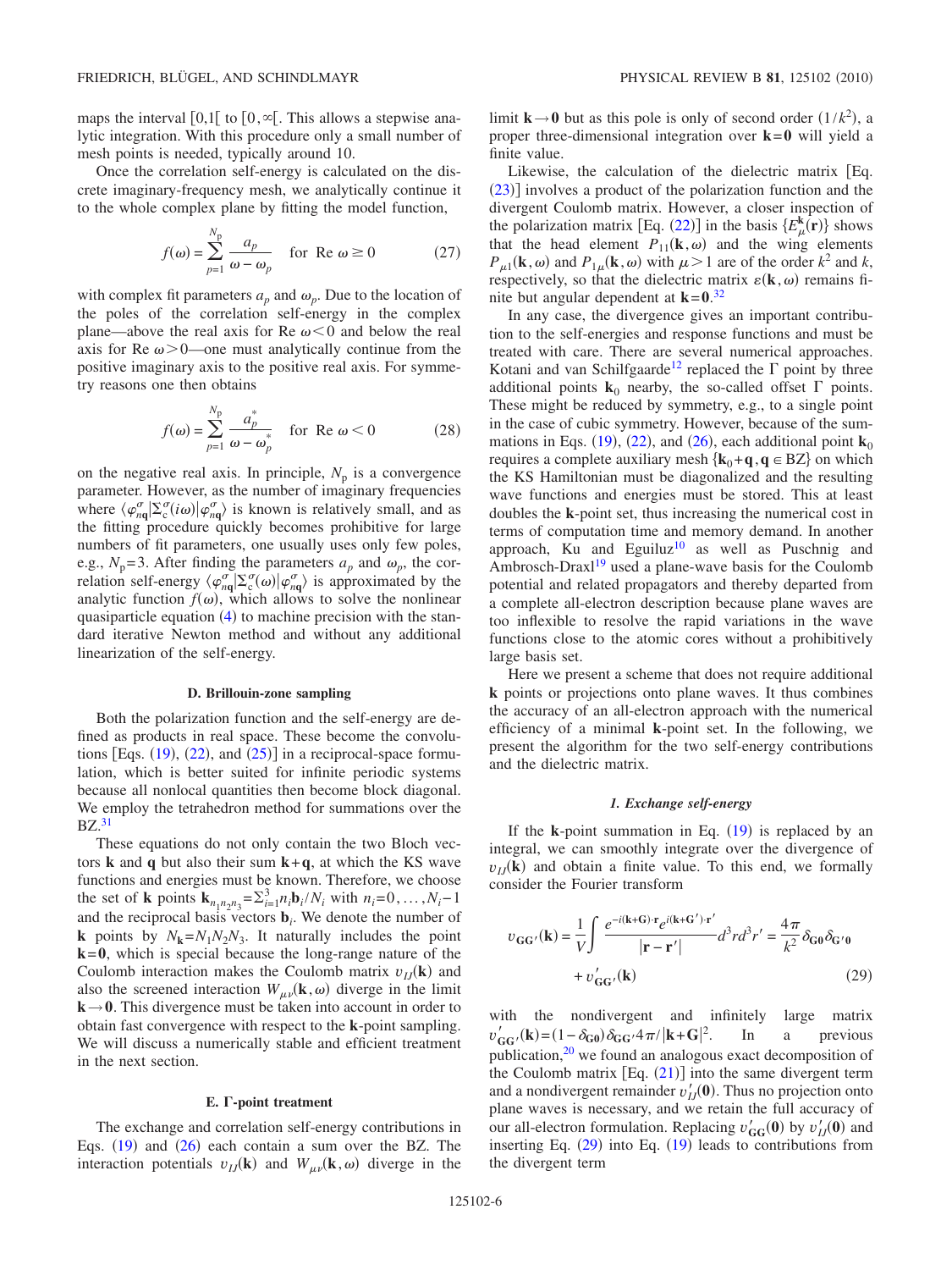maps the interval $[0,1[$ to $[0,\infty[$. This allows a stepwise analytic integration. With this procedure only a small number of mesh points is needed, typically around 10.

Once the correlation self-energy is calculated on the discrete imaginary-frequency mesh, we analytically continue it to the whole complex plane by fitting the model function,

$$f(\omega) = \sum_{p=1}^{N_\mathrm{p}} \frac{a_p}{\omega - \omega_p} \quad \text{for Re } \omega \geq 0 \tag{27}$$

with complex fit parameters $a_p$ and $\omega_p$. Due to the location of the poles of the correlation self-energy in the complex plane—above the real axis for Re $\omega < 0$ and below the real axis for Re $\omega > 0$—one must analytically continue from the positive imaginary axis to the positive real axis. For symmetry reasons one then obtains

$$f(\omega) = \sum_{p=1}^{N_\mathrm{p}} \frac{a_p^*}{\omega - \omega_p^*} \quad \text{for Re } \omega < 0 \tag{28}$$

on the negative real axis. In principle, $N_\mathrm{p}$ is a convergence parameter. However, as the number of imaginary frequencies where $\langle \varphi_{n\mathbf{q}}^\sigma | \Sigma_\mathrm{c}^\sigma(i\omega) | \varphi_{n\mathbf{q}}^\sigma \rangle$ is known is relatively small, and as the fitting procedure quickly becomes prohibitive for large numbers of fit parameters, one usually uses only few poles, e.g., $N_\mathrm{p}=3$. After finding the parameters $a_p$ and $\omega_p$, the correlation self-energy $\langle \varphi_{n\mathbf{q}}^\sigma | \Sigma_\mathrm{c}^\sigma(\omega) | \varphi_{n\mathbf{q}}^\sigma \rangle$ is approximated by the analytic function $f(\omega)$, which allows to solve the nonlinear quasiparticle equation (4) to machine precision with the standard iterative Newton method and without any additional linearization of the self-energy.

#### D. Brillouin-zone sampling

Both the polarization function and the self-energy are defined as products in real space. These become the convolutions [Eqs. (19), (22), and (25)] in a reciprocal-space formulation, which is better suited for infinite periodic systems because all nonlocal quantities then become block diagonal. We employ the tetrahedron method for summations over the BZ.[31]

These equations do not only contain the two Bloch vectors $\mathbf{k}$ and $\mathbf{q}$ but also their sum $\mathbf{k}+\mathbf{q}$, at which the KS wave functions and energies must be known. Therefore, we choose the set of $\mathbf{k}$ points $\mathbf{k}_{n_1 n_2 n_3} = \sum_{i=1}^3 n_i \mathbf{b}_i / N_i$ with $n_i = 0, \ldots, N_i - 1$ and the reciprocal basis vectors $\mathbf{b}_i$. We denote the number of $\mathbf{k}$ points by $N_\mathbf{k} = N_1 N_2 N_3$. It naturally includes the point $\mathbf{k}=\mathbf{0}$, which is special because the long-range nature of the Coulomb interaction makes the Coulomb matrix $v_{IJ}(\mathbf{k})$ and also the screened interaction $W_{\mu\nu}(\mathbf{k},\omega)$ diverge in the limit $\mathbf{k} \to \mathbf{0}$. This divergence must be taken into account in order to obtain fast convergence with respect to the $\mathbf{k}$-point sampling. We will discuss a numerically stable and efficient treatment in the next section.

#### E. Γ-point treatment

The exchange and correlation self-energy contributions in Eqs. (19) and (26) each contain a sum over the BZ. The interaction potentials $v_{IJ}(\mathbf{k})$ and $W_{\mu\nu}(\mathbf{k},\omega)$ diverge in the limit $\mathbf{k} \to \mathbf{0}$ but as this pole is only of second order $(1/k^2)$, a proper three-dimensional integration over $\mathbf{k}=\mathbf{0}$ will yield a finite value.

Likewise, the calculation of the dielectric matrix [Eq. (23)] involves a product of the polarization function and the divergent Coulomb matrix. However, a closer inspection of the polarization matrix [Eq. (22)] in the basis $\{E_\mu^\mathbf{k}(\mathbf{r})\}$ shows that the head element $P_{11}(\mathbf{k},\omega)$ and the wing elements $P_{\mu 1}(\mathbf{k},\omega)$ and $P_{1\mu}(\mathbf{k},\omega)$ with $\mu > 1$ are of the order $k^2$ and $k$, respectively, so that the dielectric matrix $\varepsilon(\mathbf{k},\omega)$ remains finite but angular dependent at $\mathbf{k}=\mathbf{0}$.[32]

In any case, the divergence gives an important contribution to the self-energies and response functions and must be treated with care. There are several numerical approaches. Kotani and van Schilfgaarde[12] replaced the Γ point by three additional points $\mathbf{k}_0$ nearby, the so-called offset Γ points. These might be reduced by symmetry, e.g., to a single point in the case of cubic symmetry. However, because of the summations in Eqs. (19), (22), and (26), each additional point $\mathbf{k}_0$ requires a complete auxiliary mesh $\{\mathbf{k}_0 + \mathbf{q}, \mathbf{q} \in \text{BZ}\}$ on which the KS Hamiltonian must be diagonalized and the resulting wave functions and energies must be stored. This at least doubles the $\mathbf{k}$-point set, thus increasing the numerical cost in terms of computation time and memory demand. In another approach, Ku and Eguiluz[10] as well as Puschnig and Ambrosch-Draxl[19] used a plane-wave basis for the Coulomb potential and related propagators and thereby departed from a complete all-electron description because plane waves are too inflexible to resolve the rapid variations in the wave functions close to the atomic cores without a prohibitively large basis set.

Here we present a scheme that does not require additional $\mathbf{k}$ points or projections onto plane waves. It thus combines the accuracy of an all-electron approach with the numerical efficiency of a minimal $\mathbf{k}$-point set. In the following, we present the algorithm for the two self-energy contributions and the dielectric matrix.

##### *1. Exchange self-energy*

If the $\mathbf{k}$-point summation in Eq. (19) is replaced by an integral, we can smoothly integrate over the divergence of $v_{IJ}(\mathbf{k})$ and obtain a finite value. To this end, we formally consider the Fourier transform

$$v_{\mathbf{GG}'}(\mathbf{k}) = \frac{1}{V} \int \frac{e^{-i(\mathbf{k}+\mathbf{G})\cdot\mathbf{r}} e^{i(\mathbf{k}+\mathbf{G}')\cdot\mathbf{r}'}}{|\mathbf{r}-\mathbf{r}'|} d^3r\, d^3r' = \frac{4\pi}{k^2} \delta_{\mathbf{G0}} \delta_{\mathbf{G}'\mathbf{0}} + v'_{\mathbf{GG}'}(\mathbf{k}) \tag{29}$$

with the nondivergent and infinitely large matrix $v'_{\mathbf{GG}'}(\mathbf{k}) = (1-\delta_{\mathbf{G0}}) \delta_{\mathbf{GG}'} 4\pi / |\mathbf{k}+\mathbf{G}|^2$. In a previous publication,[20] we found an analogous exact decomposition of the Coulomb matrix [Eq. (21)] into the same divergent term and a nondivergent remainder $v'_{IJ}(\mathbf{0})$. Thus no projection onto plane waves is necessary, and we retain the full accuracy of our all-electron formulation. Replacing $v'_{\mathbf{GG}'}(\mathbf{0})$ by $v'_{IJ}(\mathbf{0})$ and inserting Eq. (29) into Eq. (19) leads to contributions from the divergent term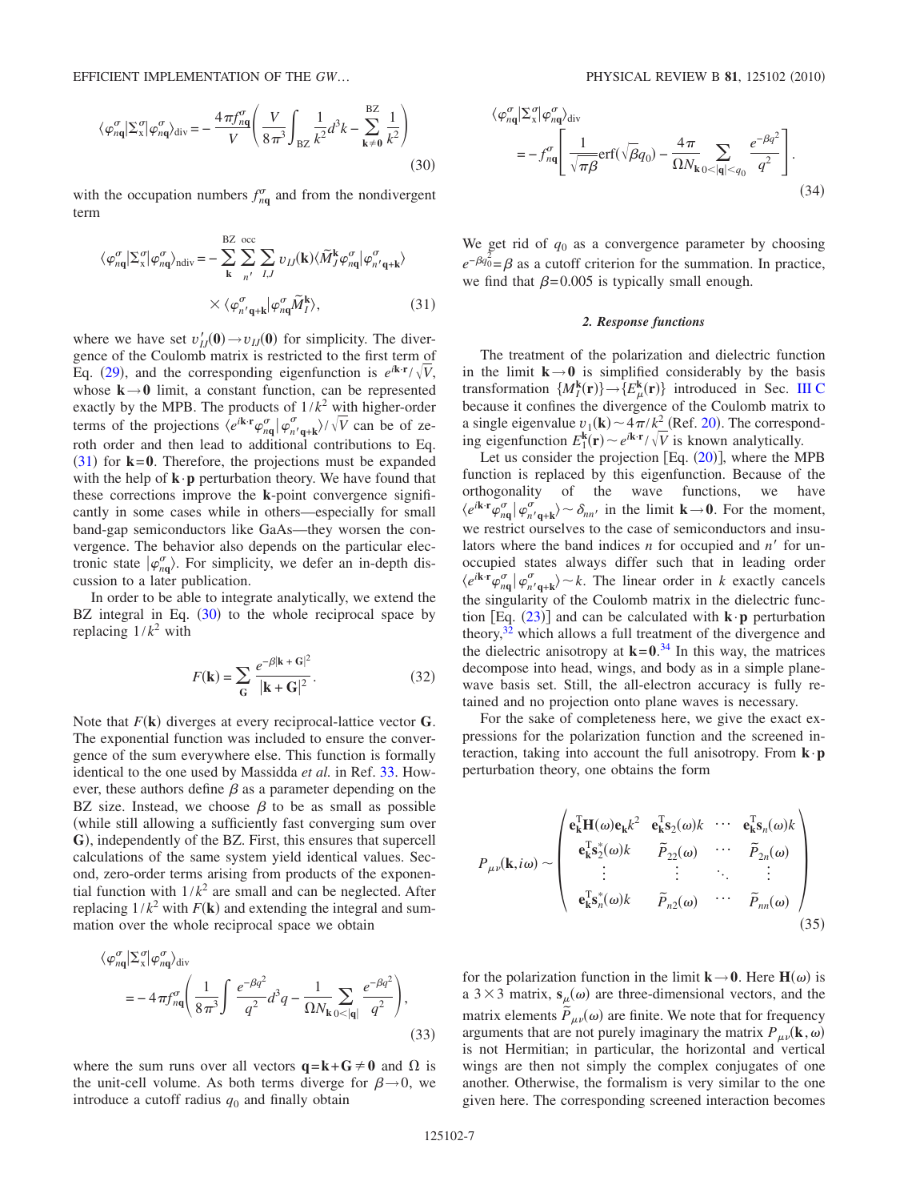$$\langle \varphi^{\sigma}_{n\mathbf{q}} | \Sigma^{\sigma}_{\mathrm{x}} | \varphi^{\sigma}_{n\mathbf{q}} \rangle_{\mathrm{div}} = -\frac{4\pi f^{\sigma}_{n\mathbf{q}}}{V} \left( \frac{V}{8\pi^3} \int_{\mathrm{BZ}} \frac{1}{k^2} d^3k - \sum_{\mathbf{k}\neq\mathbf{0}}^{\mathrm{BZ}} \frac{1}{k^2} \right) \tag{30}$$

with the occupation numbers $f^{\sigma}_{n\mathbf{q}}$ and from the nondivergent term

$$\langle \varphi^{\sigma}_{n\mathbf{q}} | \Sigma^{\sigma}_{\mathrm{x}} | \varphi^{\sigma}_{n\mathbf{q}} \rangle_{\mathrm{ndiv}} = -\sum_{\mathbf{k}}^{\mathrm{BZ}} \sum_{n'}^{\mathrm{occ}} \sum_{I,J} v_{IJ}(\mathbf{k}) \langle \tilde{M}^{\mathbf{k}}_{J} \varphi^{\sigma}_{n\mathbf{q}} | \varphi^{\sigma}_{n'\mathbf{q}+\mathbf{k}} \rangle \times \langle \varphi^{\sigma}_{n'\mathbf{q}+\mathbf{k}} | \varphi^{\sigma}_{n\mathbf{q}} \tilde{M}^{\mathbf{k}}_{I} \rangle, \tag{31}$$

where we have set $v'_{IJ}(\mathbf{0}) \to v_{IJ}(\mathbf{0})$ for simplicity. The divergence of the Coulomb matrix is restricted to the first term of Eq. (29), and the corresponding eigenfunction is $e^{i\mathbf{k}\cdot\mathbf{r}}/\sqrt{V}$, whose $\mathbf{k}\to\mathbf{0}$ limit, a constant function, can be represented exactly by the MPB. The products of $1/k^2$ with higher-order terms of the projections $\langle e^{i\mathbf{k}\cdot\mathbf{r}} \varphi^{\sigma}_{n\mathbf{q}} | \varphi^{\sigma}_{n'\mathbf{q}+\mathbf{k}} \rangle / \sqrt{V}$ can be of zeroth order and then lead to additional contributions to Eq. (31) for $\mathbf{k}=\mathbf{0}$. Therefore, the projections must be expanded with the help of $\mathbf{k}\cdot\mathbf{p}$ perturbation theory. We have found that these corrections improve the $\mathbf{k}$-point convergence significantly in some cases while in others—especially for small band-gap semiconductors like GaAs—they worsen the convergence. The behavior also depends on the particular electronic state $|\varphi^{\sigma}_{n\mathbf{q}}\rangle$. For simplicity, we defer an in-depth discussion to a later publication.

In order to be able to integrate analytically, we extend the BZ integral in Eq. (30) to the whole reciprocal space by replacing $1/k^2$ with

$$F(\mathbf{k}) = \sum_{\mathbf{G}} \frac{e^{-\beta|\mathbf{k}+\mathbf{G}|^2}}{|\mathbf{k}+\mathbf{G}|^2}. \tag{32}$$

Note that $F(\mathbf{k})$ diverges at every reciprocal-lattice vector $\mathbf{G}$. The exponential function was included to ensure the convergence of the sum everywhere else. This function is formally identical to the one used by Massidda *et al.* in Ref. [33]. However, these authors define $\beta$ as a parameter depending on the BZ size. Instead, we choose $\beta$ to be as small as possible (while still allowing a sufficiently fast converging sum over $\mathbf{G}$), independently of the BZ. First, this ensures that supercell calculations of the same system yield identical values. Second, zero-order terms arising from products of the exponential function with $1/k^2$ are small and can be neglected. After replacing $1/k^2$ with $F(\mathbf{k})$ and extending the integral and summation over the whole reciprocal space we obtain

$$\langle \varphi^{\sigma}_{n\mathbf{q}} | \Sigma^{\sigma}_{\mathrm{x}} | \varphi^{\sigma}_{n\mathbf{q}} \rangle_{\mathrm{div}} = -4\pi f^{\sigma}_{n\mathbf{q}} \left( \frac{1}{8\pi^3} \int \frac{e^{-\beta q^2}}{q^2} d^3q - \frac{1}{\Omega N_{\mathbf{k}}} \sum_{0<|\mathbf{q}|} \frac{e^{-\beta q^2}}{q^2} \right), \tag{33}$$

where the sum runs over all vectors $\mathbf{q}=\mathbf{k}+\mathbf{G}\neq\mathbf{0}$ and $\Omega$ is the unit-cell volume. As both terms diverge for $\beta\to 0$, we introduce a cutoff radius $q_0$ and finally obtain

$$\langle \varphi^{\sigma}_{n\mathbf{q}} | \Sigma^{\sigma}_{\mathrm{x}} | \varphi^{\sigma}_{n\mathbf{q}} \rangle_{\mathrm{div}} = -f^{\sigma}_{n\mathbf{q}} \left[ \frac{1}{\sqrt{\pi\beta}} \mathrm{erf}(\sqrt{\beta} q_0) - \frac{4\pi}{\Omega N_{\mathbf{k}}} \sum_{0<|\mathbf{q}|<q_0} \frac{e^{-\beta q^2}}{q^2} \right]. \tag{34}$$

We get rid of $q_0$ as a convergence parameter by choosing $e^{-\beta q_0^2}=\beta$ as a cutoff criterion for the summation. In practice, we find that $\beta=0.005$ is typically small enough.

#### *2. Response functions*

The treatment of the polarization and dielectric function in the limit $\mathbf{k}\to\mathbf{0}$ is simplified considerably by the basis transformation $\{M^{\mathbf{k}}_{I}(\mathbf{r})\}\to\{E^{\mathbf{k}}_{\mu}(\mathbf{r})\}$ introduced in Sec. III C because it confines the divergence of the Coulomb matrix to a single eigenvalue $v_1(\mathbf{k})\sim 4\pi/k^2$ (Ref. [20]). The corresponding eigenfunction $E^{\mathbf{k}}_{1}(\mathbf{r})\sim e^{i\mathbf{k}\cdot\mathbf{r}}/\sqrt{V}$ is known analytically.

Let us consider the projection [Eq. (20)], where the MPB function is replaced by this eigenfunction. Because of the orthogonality of the wave functions, we have $\langle e^{i\mathbf{k}\cdot\mathbf{r}} \varphi^{\sigma}_{n\mathbf{q}} | \varphi^{\sigma}_{n'\mathbf{q}+\mathbf{k}} \rangle \sim \delta_{nn'}$ in the limit $\mathbf{k}\to\mathbf{0}$. For the moment, we restrict ourselves to the case of semiconductors and insulators where the band indices $n$ for occupied and $n'$ for unoccupied states always differ such that in leading order $\langle e^{i\mathbf{k}\cdot\mathbf{r}} \varphi^{\sigma}_{n\mathbf{q}} | \varphi^{\sigma}_{n'\mathbf{q}+\mathbf{k}} \rangle \sim k$. The linear order in $k$ exactly cancels the singularity of the Coulomb matrix in the dielectric function [Eq. (23)] and can be calculated with $\mathbf{k}\cdot\mathbf{p}$ perturbation theory,[32] which allows a full treatment of the divergence and the dielectric anisotropy at $\mathbf{k}=\mathbf{0}$.[34] In this way, the matrices decompose into head, wings, and body as in a simple plane-wave basis set. Still, the all-electron accuracy is fully retained and no projection onto plane waves is necessary.

For the sake of completeness here, we give the exact expressions for the polarization function and the screened interaction, taking into account the full anisotropy. From $\mathbf{k}\cdot\mathbf{p}$ perturbation theory, one obtains the form

$$P_{\mu\nu}(\mathbf{k},i\omega) \sim \begin{pmatrix} \mathbf{e}^{\mathrm{T}}_{\mathbf{k}}\mathbf{H}(\omega)\mathbf{e}_{\mathbf{k}}k^2 & \mathbf{e}^{\mathrm{T}}_{\mathbf{k}}\mathbf{s}_2(\omega)k & \cdots & \mathbf{e}^{\mathrm{T}}_{\mathbf{k}}\mathbf{s}_n(\omega)k \\ \mathbf{e}^{\mathrm{T}}_{\mathbf{k}}\mathbf{s}^{*}_2(\omega)k & \tilde{P}_{22}(\omega) & \cdots & \tilde{P}_{2n}(\omega) \\ \vdots & \vdots & \ddots & \vdots \\ \mathbf{e}^{\mathrm{T}}_{\mathbf{k}}\mathbf{s}^{*}_n(\omega)k & \tilde{P}_{n2}(\omega) & \cdots & \tilde{P}_{nn}(\omega) \end{pmatrix} \tag{35}$$

for the polarization function in the limit $\mathbf{k}\to\mathbf{0}$. Here $\mathbf{H}(\omega)$ is a $3\times 3$ matrix, $\mathbf{s}_{\mu}(\omega)$ are three-dimensional vectors, and the matrix elements $\tilde{P}_{\mu\nu}(\omega)$ are finite. We note that for frequency arguments that are not purely imaginary the matrix $P_{\mu\nu}(\mathbf{k},\omega)$ is not Hermitian; in particular, the horizontal and vertical wings are then not simply the complex conjugates of one another. Otherwise, the formalism is very similar to the one given here. The corresponding screened interaction becomes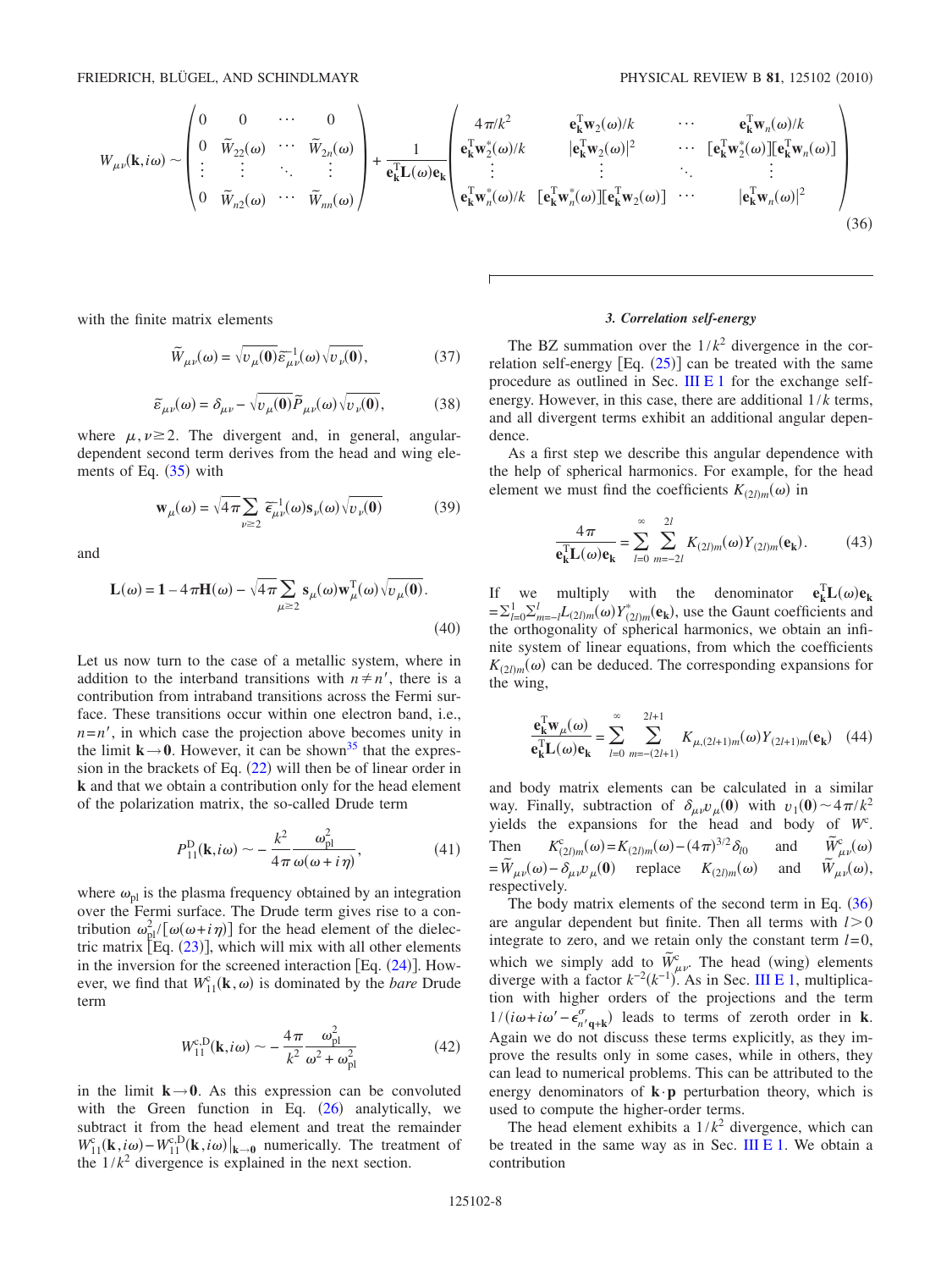$$W_{\mu\nu}(\mathbf{k},i\omega) \sim \begin{pmatrix} 0 & 0 & \cdots & 0 \\ 0 & \widetilde{W}_{22}(\omega) & \cdots & \widetilde{W}_{2n}(\omega) \\ \vdots & \vdots & \ddots & \vdots \\ 0 & \widetilde{W}_{n2}(\omega) & \cdots & \widetilde{W}_{nn}(\omega) \end{pmatrix} + \frac{1}{\mathbf{e}_\mathbf{k}^\mathrm{T}\mathbf{L}(\omega)\mathbf{e}_\mathbf{k}} \begin{pmatrix} 4\pi/k^2 & \mathbf{e}_\mathbf{k}^\mathrm{T}\mathbf{w}_2(\omega)/k & \cdots & \mathbf{e}_\mathbf{k}^\mathrm{T}\mathbf{w}_n(\omega)/k \\ \mathbf{e}_\mathbf{k}^\mathrm{T}\mathbf{w}_2^*(\omega)/k & |\mathbf{e}_\mathbf{k}^\mathrm{T}\mathbf{w}_2(\omega)|^2 & \cdots & [\mathbf{e}_\mathbf{k}^\mathrm{T}\mathbf{w}_2^*(\omega)][\mathbf{e}_\mathbf{k}^\mathrm{T}\mathbf{w}_n(\omega)] \\ \vdots & \vdots & \ddots & \vdots \\ \mathbf{e}_\mathbf{k}^\mathrm{T}\mathbf{w}_n^*(\omega)/k & [\mathbf{e}_\mathbf{k}^\mathrm{T}\mathbf{w}_n^*(\omega)][\mathbf{e}_\mathbf{k}^\mathrm{T}\mathbf{w}_2(\omega)] & \cdots & |\mathbf{e}_\mathbf{k}^\mathrm{T}\mathbf{w}_n(\omega)|^2 \end{pmatrix} \tag{36}$$

with the finite matrix elements

$$\widetilde{W}_{\mu\nu}(\omega) = \sqrt{v_\mu(\mathbf{0})}\tilde{\epsilon}_{\mu\nu}^{-1}(\omega)\sqrt{v_\nu(\mathbf{0})}, \tag{37}$$

$$\tilde{\epsilon}_{\mu\nu}(\omega) = \delta_{\mu\nu} - \sqrt{v_\mu(\mathbf{0})}\widetilde{P}_{\mu\nu}(\omega)\sqrt{v_\nu(\mathbf{0})}, \tag{38}$$

where $\mu,\nu \geq 2$. The divergent and, in general, angular-dependent second term derives from the head and wing elements of Eq. (35) with

$$\mathbf{w}_\mu(\omega) = \sqrt{4\pi}\sum_{\nu\geq 2}\tilde{\epsilon}_{\mu\nu}^{-1}(\omega)\mathbf{s}_\nu(\omega)\sqrt{v_\nu(\mathbf{0})} \tag{39}$$

and

$$\mathbf{L}(\omega) = \mathbf{1} - 4\pi\mathbf{H}(\omega) - \sqrt{4\pi}\sum_{\mu\geq 2}\mathbf{s}_\mu(\omega)\mathbf{w}_\mu^\mathrm{T}(\omega)\sqrt{v_\mu(\mathbf{0})}. \tag{40}$$

Let us now turn to the case of a metallic system, where in addition to the interband transitions with $n\neq n'$, there is a contribution from intraband transitions across the Fermi surface. These transitions occur within one electron band, i.e., $n=n'$, in which case the projection above becomes unity in the limit $\mathbf{k}\to\mathbf{0}$. However, it can be shown[35] that the expression in the brackets of Eq. (22) will then be of linear order in $\mathbf{k}$ and that we obtain a contribution only for the head element of the polarization matrix, the so-called Drude term

$$P_{11}^\mathrm{D}(\mathbf{k},i\omega) \sim -\frac{k^2}{4\pi}\frac{\omega_\mathrm{pl}^2}{\omega(\omega+i\eta)}, \tag{41}$$

where $\omega_\mathrm{pl}$ is the plasma frequency obtained by an integration over the Fermi surface. The Drude term gives rise to a contribution $\omega_\mathrm{pl}^2/[\omega(\omega+i\eta)]$ for the head element of the dielectric matrix [Eq. (23)], which will mix with all other elements in the inversion for the screened interaction [Eq. (24)]. However, we find that $W_{11}^\mathrm{c}(\mathbf{k},\omega)$ is dominated by the *bare* Drude term

$$W_{11}^{\mathrm{c,D}}(\mathbf{k},i\omega) \sim -\frac{4\pi}{k^2}\frac{\omega_\mathrm{pl}^2}{\omega^2+\omega_\mathrm{pl}^2} \tag{42}$$

in the limit $\mathbf{k}\to\mathbf{0}$. As this expression can be convoluted with the Green function in Eq. (26) analytically, we subtract it from the head element and treat the remainder $W_{11}^\mathrm{c}(\mathbf{k},i\omega) - W_{11}^{\mathrm{c,D}}(\mathbf{k},i\omega)|_{\mathbf{k}\to\mathbf{0}}$ numerically. The treatment of the $1/k^2$ divergence is explained in the next section.

### *3. Correlation self-energy*

The BZ summation over the $1/k^2$ divergence in the correlation self-energy [Eq. (25)] can be treated with the same procedure as outlined in Sec. III E 1 for the exchange self-energy. However, in this case, there are additional $1/k$ terms, and all divergent terms exhibit an additional angular dependence.

As a first step we describe this angular dependence with the help of spherical harmonics. For example, for the head element we must find the coefficients $K_{(2l)m}(\omega)$ in

$$\frac{4\pi}{\mathbf{e}_\mathbf{k}^\mathrm{T}\mathbf{L}(\omega)\mathbf{e}_\mathbf{k}} = \sum_{l=0}^{\infty}\sum_{m=-2l}^{2l}K_{(2l)m}(\omega)Y_{(2l)m}(\mathbf{e}_\mathbf{k}). \tag{43}$$

If we multiply with the denominator $\mathbf{e}_\mathbf{k}^\mathrm{T}\mathbf{L}(\omega)\mathbf{e}_\mathbf{k} = \sum_{l=0}^{1}\sum_{m=-l}^{l}L_{(2l)m}(\omega)Y_{(2l)m}^*(\mathbf{e}_\mathbf{k})$, use the Gaunt coefficients and the orthogonality of spherical harmonics, we obtain an infinite system of linear equations, from which the coefficients $K_{(2l)m}(\omega)$ can be deduced. The corresponding expansions for the wing,

$$\frac{\mathbf{e}_\mathbf{k}^\mathrm{T}\mathbf{w}_\mu(\omega)}{\mathbf{e}_\mathbf{k}^\mathrm{T}\mathbf{L}(\omega)\mathbf{e}_\mathbf{k}} = \sum_{l=0}^{\infty}\sum_{m=-(2l+1)}^{2l+1}K_{\mu,(2l+1)m}(\omega)Y_{(2l+1)m}(\mathbf{e}_\mathbf{k}) \tag{44}$$

and body matrix elements can be calculated in a similar way. Finally, subtraction of $\delta_{\mu\nu}v_\mu(\mathbf{0})$ with $v_1(\mathbf{0})\sim 4\pi/k^2$ yields the expansions for the head and body of $W^\mathrm{c}$. Then $K_{(2l)m}^\mathrm{c}(\omega) = K_{(2l)m}(\omega) - (4\pi)^{3/2}\delta_{l0}$ and $\widetilde{W}_{\mu\nu}^\mathrm{c}(\omega) = \widetilde{W}_{\mu\nu}(\omega) - \delta_{\mu\nu}v_\mu(\mathbf{0})$ replace $K_{(2l)m}(\omega)$ and $\widetilde{W}_{\mu\nu}(\omega)$, respectively.

The body matrix elements of the second term in Eq. (36) are angular dependent but finite. Then all terms with $l>0$ integrate to zero, and we retain only the constant term $l=0$, which we simply add to $\widetilde{W}_{\mu\nu}^\mathrm{c}$. The head (wing) elements diverge with a factor $k^{-2}(k^{-1})$. As in Sec. III E 1, multiplication with higher orders of the projections and the term $1/(i\omega+i\omega'-\epsilon_{n'\mathbf{q}+\mathbf{k}}^\sigma)$ leads to terms of zeroth order in $\mathbf{k}$. Again we do not discuss these terms explicitly, as they improve the results only in some cases, while in others, they can lead to numerical problems. This can be attributed to the energy denominators of $\mathbf{k}\cdot\mathbf{p}$ perturbation theory, which is used to compute the higher-order terms.

The head element exhibits a $1/k^2$ divergence, which can be treated in the same way as in Sec. III E 1. We obtain a contribution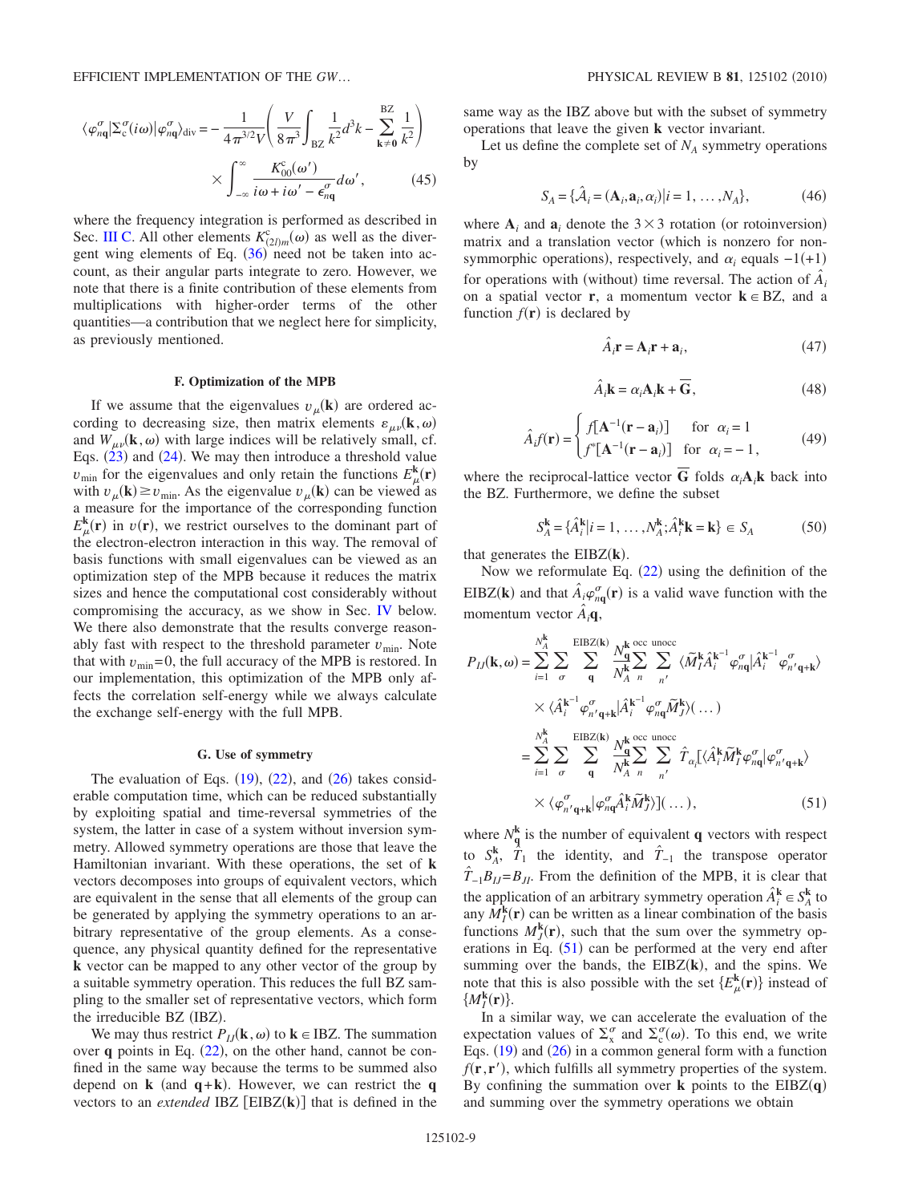$$\langle \varphi_{n\mathbf{q}}^{\sigma}|\Sigma_{c}^{\sigma}(i\omega)|\varphi_{n\mathbf{q}}^{\sigma}\rangle_{\mathrm{div}} = -\frac{1}{4\pi^{3/2}V}\left(\frac{V}{8\pi^3}\int_{\mathrm{BZ}}\frac{1}{k^2}d^3k - \sum_{\mathbf{k}\neq\mathbf{0}}^{\mathrm{BZ}}\frac{1}{k^2}\right) \times \int_{-\infty}^{\infty}\frac{K_{00}^{c}(\omega')}{i\omega + i\omega' - \epsilon_{n\mathbf{q}}^{\sigma}}d\omega', \tag{45}$$

where the frequency integration is performed as described in Sec. III C. All other elements $K_{(2l)m}^{c}(\omega)$ as well as the divergent wing elements of Eq. (36) need not be taken into account, as their angular parts integrate to zero. However, we note that there is a finite contribution of these elements from multiplications with higher-order terms of the other quantities—a contribution that we neglect here for simplicity, as previously mentioned.

### F. Optimization of the MPB

If we assume that the eigenvalues $v_\mu(\mathbf{k})$ are ordered according to decreasing size, then matrix elements $\varepsilon_{\mu\nu}(\mathbf{k},\omega)$ and $W_{\mu\nu}(\mathbf{k},\omega)$ with large indices will be relatively small, cf. Eqs. (23) and (24). We may then introduce a threshold value $v_{\mathrm{min}}$ for the eigenvalues and only retain the functions $E_\mu^{\mathbf{k}}(\mathbf{r})$ with $v_\mu(\mathbf{k}) \geq v_{\mathrm{min}}$. As the eigenvalue $v_\mu(\mathbf{k})$ can be viewed as a measure for the importance of the corresponding function $E_\mu^{\mathbf{k}}(\mathbf{r})$ in $v(\mathbf{r})$, we restrict ourselves to the dominant part of the electron-electron interaction in this way. The removal of basis functions with small eigenvalues can be viewed as an optimization step of the MPB because it reduces the matrix sizes and hence the computational cost considerably without compromising the accuracy, as we show in Sec. IV below. We there also demonstrate that the results converge reasonably fast with respect to the threshold parameter $v_{\mathrm{min}}$. Note that with $v_{\mathrm{min}}=0$, the full accuracy of the MPB is restored. In our implementation, this optimization of the MPB only affects the correlation self-energy while we always calculate the exchange self-energy with the full MPB.

### G. Use of symmetry

The evaluation of Eqs. (19), (22), and (26) takes considerable computation time, which can be reduced substantially by exploiting spatial and time-reversal symmetries of the system, the latter in case of a system without inversion symmetry. Allowed symmetry operations are those that leave the Hamiltonian invariant. With these operations, the set of $\mathbf{k}$ vectors decomposes into groups of equivalent vectors, which are equivalent in the sense that all elements of the group can be generated by applying the symmetry operations to an arbitrary representative of the group elements. As a consequence, any physical quantity defined for the representative $\mathbf{k}$ vector can be mapped to any other vector of the group by a suitable symmetry operation. This reduces the full BZ sampling to the smaller set of representative vectors, which form the irreducible BZ (IBZ).

We may thus restrict $P_{IJ}(\mathbf{k},\omega)$ to $\mathbf{k}\in$ IBZ. The summation over $\mathbf{q}$ points in Eq. (22), on the other hand, cannot be confined in the same way because the terms to be summed also depend on $\mathbf{k}$ (and $\mathbf{q}+\mathbf{k}$). However, we can restrict the $\mathbf{q}$ vectors to an *extended* IBZ [EIBZ($\mathbf{k}$)] that is defined in the same way as the IBZ above but with the subset of symmetry operations that leave the given $\mathbf{k}$ vector invariant.

Let us define the complete set of $N_A$ symmetry operations by

$$S_A = \{\hat{A}_i = (\mathbf{A}_i, \mathbf{a}_i, \alpha_i) | i = 1, \ldots, N_A\}, \tag{46}$$

where $\mathbf{A}_i$ and $\mathbf{a}_i$ denote the $3\times 3$ rotation (or rotoinversion) matrix and a translation vector (which is nonzero for nonsymmorphic operations), respectively, and $\alpha_i$ equals $-1(+1)$ for operations with (without) time reversal. The action of $\hat{A}_i$ on a spatial vector $\mathbf{r}$, a momentum vector $\mathbf{k}\in$ BZ, and a function $f(\mathbf{r})$ is declared by

$$\hat{A}_i\mathbf{r} = \mathbf{A}_i\mathbf{r} + \mathbf{a}_i, \tag{47}$$

$$\hat{A}_i\mathbf{k} = \alpha_i\mathbf{A}_i\mathbf{k} + \overline{\mathbf{G}}, \tag{48}$$

$$\hat{A}_i f(\mathbf{r}) = \begin{cases} f[\mathbf{A}^{-1}(\mathbf{r}-\mathbf{a}_i)] & \text{for } \alpha_i = 1 \\ f^*[\mathbf{A}^{-1}(\mathbf{r}-\mathbf{a}_i)] & \text{for } \alpha_i = -1, \end{cases} \tag{49}$$

where the reciprocal-lattice vector $\overline{\mathbf{G}}$ folds $\alpha_i\mathbf{A}_i\mathbf{k}$ back into the BZ. Furthermore, we define the subset

$$S_A^{\mathbf{k}} = \{\hat{A}_i^{\mathbf{k}} | i = 1, \ldots, N_A^{\mathbf{k}}; \hat{A}_i^{\mathbf{k}}\mathbf{k} = \mathbf{k}\} \in S_A \tag{50}$$

that generates the EIBZ($\mathbf{k}$).

Now we reformulate Eq. (22) using the definition of the EIBZ($\mathbf{k}$) and that $\hat{A}_i\varphi_{n\mathbf{q}}^{\sigma}(\mathbf{r})$ is a valid wave function with the momentum vector $\hat{A}_i\mathbf{q}$,

$$\begin{aligned} P_{IJ}(\mathbf{k},\omega) &= \sum_{i=1}^{N_A^{\mathbf{k}}}\sum_{\sigma}\sum_{\mathbf{q}}^{\mathrm{EIBZ}(\mathbf{k})}\frac{N_{\mathbf{q}}^{\mathbf{k}}}{N_A^{\mathbf{k}}}\sum_{n}^{\mathrm{occ}}\sum_{n'}^{\mathrm{unocc}}\langle \tilde{M}_I^{\mathbf{k}}\hat{A}_i^{\mathbf{k}^{-1}}\varphi_{n\mathbf{q}}^{\sigma}|\hat{A}_i^{\mathbf{k}^{-1}}\varphi_{n'\mathbf{q}+\mathbf{k}}^{\sigma}\rangle \\ &\quad \times \langle \hat{A}_i^{\mathbf{k}^{-1}}\varphi_{n'\mathbf{q}+\mathbf{k}}^{\sigma}|\hat{A}_i^{\mathbf{k}^{-1}}\varphi_{n\mathbf{q}}^{\sigma}\tilde{M}_J^{\mathbf{k}}\rangle(\ldots) \\ &= \sum_{i=1}^{N_A^{\mathbf{k}}}\sum_{\sigma}\sum_{\mathbf{q}}^{\mathrm{EIBZ}(\mathbf{k})}\frac{N_{\mathbf{q}}^{\mathbf{k}}}{N_A^{\mathbf{k}}}\sum_{n}^{\mathrm{occ}}\sum_{n'}^{\mathrm{unocc}}\hat{T}_{\alpha_i}[\langle \hat{A}_i^{\mathbf{k}}\tilde{M}_I^{\mathbf{k}}\varphi_{n\mathbf{q}}^{\sigma}|\varphi_{n'\mathbf{q}+\mathbf{k}}^{\sigma}\rangle \\ &\quad \times \langle \varphi_{n'\mathbf{q}+\mathbf{k}}^{\sigma}|\varphi_{n\mathbf{q}}^{\sigma}\hat{A}_i^{\mathbf{k}}\tilde{M}_J^{\mathbf{k}}\rangle](\ldots), \end{aligned} \tag{51}$$

where $N_{\mathbf{q}}^{\mathbf{k}}$ is the number of equivalent $\mathbf{q}$ vectors with respect to $S_A^{\mathbf{k}}$, $\hat{T}_1$ the identity, and $\hat{T}_{-1}$ the transpose operator $\hat{T}_{-1}B_{IJ}=B_{JI}$. From the definition of the MPB, it is clear that the application of an arbitrary symmetry operation $\hat{A}_i^{\mathbf{k}}\in S_A^{\mathbf{k}}$ to any $M_I^{\mathbf{k}}(\mathbf{r})$ can be written as a linear combination of the basis functions $M_J^{\mathbf{k}}(\mathbf{r})$, such that the sum over the symmetry operations in Eq. (51) can be performed at the very end after summing over the bands, the EIBZ($\mathbf{k}$), and the spins. We note that this is also possible with the set $\{E_\mu^{\mathbf{k}}(\mathbf{r})\}$ instead of $\{M_I^{\mathbf{k}}(\mathbf{r})\}$.

In a similar way, we can accelerate the evaluation of the expectation values of $\Sigma_x^\sigma$ and $\Sigma_c^\sigma(\omega)$. To this end, we write Eqs. (19) and (26) in a common general form with a function $f(\mathbf{r},\mathbf{r}')$, which fulfills all symmetry properties of the system. By confining the summation over $\mathbf{k}$ points to the EIBZ($\mathbf{q}$) and summing over the symmetry operations we obtain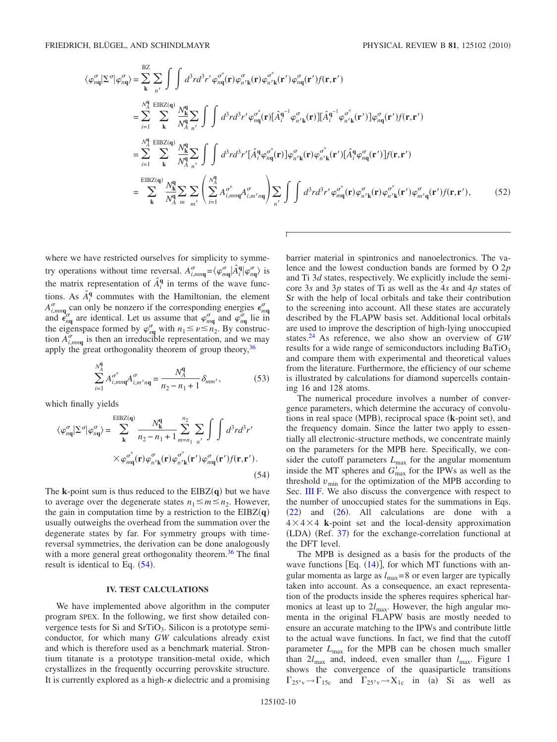$$
\begin{aligned}
\langle \varphi^{\sigma}_{n\mathbf{q}}|\Sigma^{\sigma}|\varphi^{\sigma}_{n\mathbf{q}}\rangle &= \sum_{\mathbf{k}}^{\mathrm{BZ}} \sum_{n'} \int\int d^3r d^3r' \, \varphi^{\sigma^*}_{n\mathbf{q}}(\mathbf{r})\varphi^{\sigma}_{n'\mathbf{k}}(\mathbf{r})\varphi^{\sigma^*}_{n'\mathbf{k}}(\mathbf{r}')\varphi^{\sigma}_{n\mathbf{q}}(\mathbf{r}')f(\mathbf{r},\mathbf{r}') \\
&= \sum_{i=1}^{N_A^{\mathbf{q}}} \sum_{\mathbf{k}}^{\mathrm{EIBZ}(\mathbf{q})} \frac{N_{\mathbf{k}}^{\mathbf{q}}}{N_A^{\mathbf{q}}} \sum_{n'} \int\int d^3r d^3r' \, \varphi^{\sigma^*}_{n\mathbf{q}}(\mathbf{r})[\hat{A}_i^{\mathbf{q}^{-1}}\varphi^{\sigma}_{n'\mathbf{k}}(\mathbf{r})][\hat{A}_i^{\mathbf{q}^{-1}}\varphi^{\sigma^*}_{n'\mathbf{k}}(\mathbf{r}')]\varphi^{\sigma}_{n\mathbf{q}}(\mathbf{r}')f(\mathbf{r},\mathbf{r}') \\
&= \sum_{i=1}^{N_A^{\mathbf{q}}} \sum_{\mathbf{k}}^{\mathrm{EIBZ}(\mathbf{q})} \frac{N_{\mathbf{k}}^{\mathbf{q}}}{N_A^{\mathbf{q}}} \sum_{n'} \int\int d^3r d^3r' [\hat{A}_i^{\mathbf{q}}\varphi^{\sigma^*}_{n\mathbf{q}}(\mathbf{r})]\varphi^{\sigma}_{n'\mathbf{k}}(\mathbf{r})\varphi^{\sigma^*}_{n'\mathbf{k}}(\mathbf{r}')[\hat{A}_i^{\mathbf{q}}\varphi^{\sigma}_{n\mathbf{q}}(\mathbf{r}')]f(\mathbf{r},\mathbf{r}') \\
&= \sum_{\mathbf{k}}^{\mathrm{EIBZ}(\mathbf{q})} \frac{N_{\mathbf{k}}^{\mathbf{q}}}{N_A^{\mathbf{q}}} \sum_{m} \sum_{m'} \left( \sum_{i=1}^{N_A^{\mathbf{q}}} A^{\sigma^*}_{i,mn\mathbf{q}} A^{\sigma}_{i,m'n\mathbf{q}} \right) \sum_{n'} \int\int d^3r d^3r' \, \varphi^{\sigma^*}_{m\mathbf{q}}(\mathbf{r})\varphi^{\sigma}_{n'\mathbf{k}}(\mathbf{r})\varphi^{\sigma^*}_{n'\mathbf{k}}(\mathbf{r}')\varphi^{\sigma}_{m'\mathbf{q}}(\mathbf{r}')f(\mathbf{r},\mathbf{r}'),
\end{aligned}
\tag{52}
$$

where we have restricted ourselves for simplicity to symmetry operations without time reversal. $A^{\sigma}_{i,mn\mathbf{q}} = \langle \varphi^{\sigma}_{m\mathbf{q}}|\hat{A}_i^{\mathbf{q}}|\varphi^{\sigma}_{n\mathbf{q}}\rangle$ is the matrix representation of $\hat{A}_i^{\mathbf{q}}$ in terms of the wave functions. As $\hat{A}_i^{\mathbf{q}}$ commutes with the Hamiltonian, the element $A^{\sigma}_{i,mn\mathbf{q}}$ can only be nonzero if the corresponding energies $\epsilon^{\sigma}_{m\mathbf{q}}$ and $\epsilon^{\sigma}_{n\mathbf{q}}$ are identical. Let us assume that $\varphi^{\sigma}_{m\mathbf{q}}$ and $\varphi^{\sigma}_{n\mathbf{q}}$ lie in the eigenspace formed by $\varphi^{\sigma}_{\nu\mathbf{q}}$ with $n_1 \le \nu \le n_2$. By construction $A^{\sigma}_{i,mn\mathbf{q}}$ is then an irreducible representation, and we may apply the great orthogonality theorem of group theory,[36]

$$
\sum_{i=1}^{N_A^{\mathbf{q}}} A^{\sigma^*}_{i,mn\mathbf{q}} A^{\sigma}_{i,m'n\mathbf{q}} = \frac{N_A^{\mathbf{q}}}{n_2 - n_1 + 1}\delta_{mm'},
\tag{53}
$$

which finally yields

$$
\langle \varphi^{\sigma}_{n\mathbf{q}}|\Sigma^{\sigma}|\varphi^{\sigma}_{n\mathbf{q}}\rangle = \sum_{\mathbf{k}}^{\mathrm{EIBZ}(\mathbf{q})} \frac{N_{\mathbf{k}}^{\mathbf{q}}}{n_2 - n_1 + 1} \sum_{m=n_1}^{n_2} \sum_{n'} \int\int d^3r d^3r' \times \varphi^{\sigma^*}_{m\mathbf{q}}(\mathbf{r})\varphi^{\sigma}_{n'\mathbf{k}}(\mathbf{r})\varphi^{\sigma^*}_{n'\mathbf{k}}(\mathbf{r}')\varphi^{\sigma}_{m\mathbf{q}}(\mathbf{r}')f(\mathbf{r},\mathbf{r}').
\tag{54}
$$

The $\mathbf{k}$-point sum is thus reduced to the EIBZ($\mathbf{q}$) but we have to average over the degenerate states $n_1 \le m \le n_2$. However, the gain in computation time by a restriction to the EIBZ($\mathbf{q}$) usually outweighs the overhead from the summation over the degenerate states by far. For symmetry groups with time-reversal symmetries, the derivation can be done analogously with a more general great orthogonality theorem.[36] The final result is identical to Eq. (54).

## IV. TEST CALCULATIONS

We have implemented above algorithm in the computer program SPEX. In the following, we first show detailed convergence tests for Si and $SrTiO_3$. Silicon is a prototype semiconductor, for which many *GW* calculations already exist and which is therefore used as a benchmark material. Strontium titanate is a prototype transition-metal oxide, which crystallizes in the frequently occurring perovskite structure. It is currently explored as a high-$\kappa$ dielectric and a promising barrier material in spintronics and nanoelectronics. The valence and the lowest conduction bands are formed by O 2*p* and Ti 3*d* states, respectively. We explicitly include the semicore 3*s* and 3*p* states of Ti as well as the 4*s* and 4*p* states of Sr with the help of local orbitals and take their contribution to the screening into account. All these states are accurately described by the FLAPW basis set. Additional local orbitals are used to improve the description of high-lying unoccupied states.[24] As reference, we also show an overview of *GW* results for a wide range of semiconductors including $BaTiO_3$ and compare them with experimental and theoretical values from the literature. Furthermore, the efficiency of our scheme is illustrated by calculations for diamond supercells containing 16 and 128 atoms.

The numerical procedure involves a number of convergence parameters, which determine the accuracy of convolutions in real space (MPB), reciprocal space ($\mathbf{k}$-point set), and the frequency domain. Since the latter two apply to essentially all electronic-structure methods, we concentrate mainly on the parameters for the MPB here. Specifically, we consider the cutoff parameters $L_{\max}$ for the angular momentum inside the MT spheres and $G'_{\max}$ for the IPWs as well as the threshold $v_{\min}$ for the optimization of the MPB according to Sec. III F. We also discuss the convergence with respect to the number of unoccupied states for the summations in Eqs. (22) and (26). All calculations are done with a $4\times4\times4$ $\mathbf{k}$-point set and the local-density approximation (LDA) (Ref. 37) for the exchange-correlation functional at the DFT level.

The MPB is designed as a basis for the products of the wave functions [Eq. (14)], for which MT functions with angular momenta as large as $l_{\max}=8$ or even larger are typically taken into account. As a consequence, an exact representation of the products inside the spheres requires spherical harmonics at least up to $2l_{\max}$. However, the high angular momenta in the original FLAPW basis are mostly needed to ensure an accurate matching to the IPWs and contribute little to the actual wave functions. In fact, we find that the cutoff parameter $L_{\max}$ for the MPB can be chosen much smaller than $2l_{\max}$ and, indeed, even smaller than $l_{\max}$. Figure 1 shows the convergence of the quasiparticle transitions $\Gamma_{25'v}\rightarrow\Gamma_{15c}$ and $\Gamma_{25'v}\rightarrow X_{1c}$ in (a) Si as well as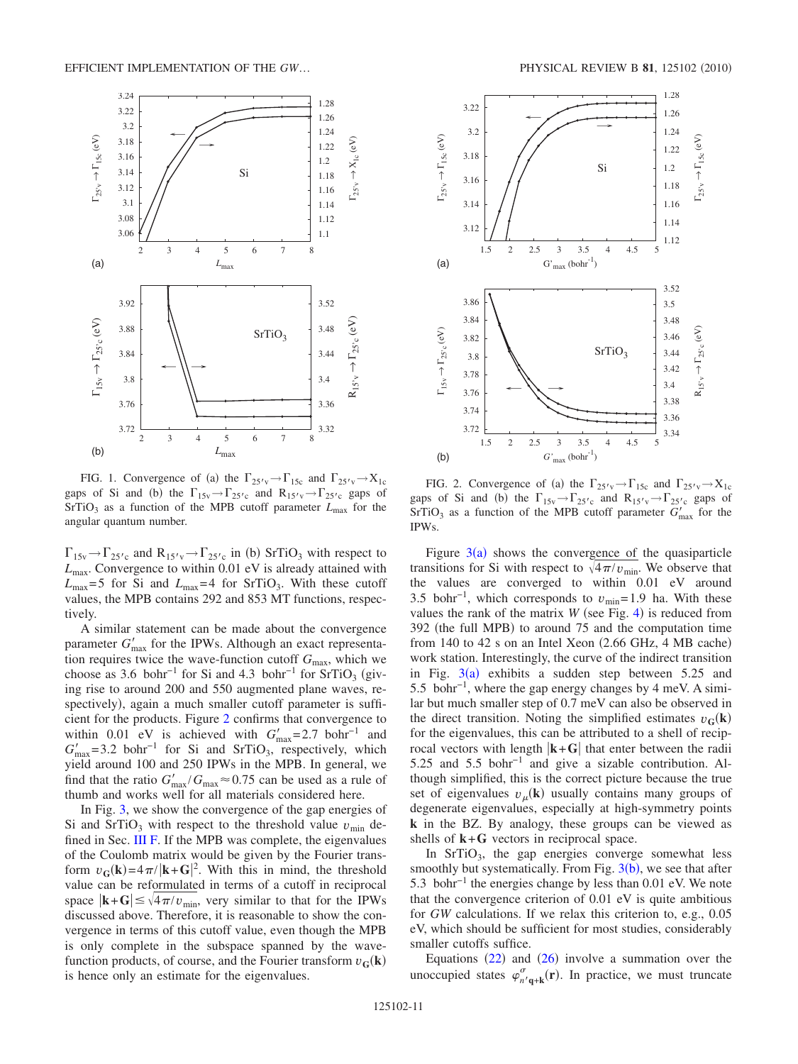FIG. 1. Convergence of (a) the $\Gamma_{25'v}\rightarrow\Gamma_{15c}$ and $\Gamma_{25'v}\rightarrow X_{1c}$ gaps of Si and (b) the $\Gamma_{15v}\rightarrow\Gamma_{25'c}$ and $R_{15'v}\rightarrow\Gamma_{25'c}$ gaps of $SrTiO_3$ as a function of the MPB cutoff parameter $L_{max}$ for the angular quantum number.

FIG. 2. Convergence of (a) the $\Gamma_{25'v}\rightarrow\Gamma_{15c}$ and $\Gamma_{25'v}\rightarrow X_{1c}$ gaps of Si and (b) the $\Gamma_{15v}\rightarrow\Gamma_{25'c}$ and $R_{15'v}\rightarrow\Gamma_{25'c}$ gaps of $SrTiO_3$ as a function of the MPB cutoff parameter $G'_{max}$ for the IPWs.

$\Gamma_{15v}\rightarrow\Gamma_{25'c}$ and $R_{15'v}\rightarrow\Gamma_{25'c}$ in (b) $SrTiO_3$ with respect to $L_{max}$. Convergence to within 0.01 eV is already attained with $L_{max}=5$ for Si and $L_{max}=4$ for $SrTiO_3$. With these cutoff values, the MPB contains 292 and 853 MT functions, respectively.

A similar statement can be made about the convergence parameter $G'_{max}$ for the IPWs. Although an exact representation requires twice the wave-function cutoff $G_{max}$, which we choose as 3.6 bohr$^{-1}$ for Si and 4.3 bohr$^{-1}$ for $SrTiO_3$ (giving rise to around 200 and 550 augmented plane waves, respectively), again a much smaller cutoff parameter is sufficient for the products. Figure 2 confirms that convergence to within 0.01 eV is achieved with $G'_{max}=2.7$ bohr$^{-1}$ and $G'_{max}=3.2$ bohr$^{-1}$ for Si and $SrTiO_3$, respectively, which yield around 100 and 250 IPWs in the MPB. In general, we find that the ratio $G'_{max}/G_{max}\approx 0.75$ can be used as a rule of thumb and works well for all materials considered here.

In Fig. 3, we show the convergence of the gap energies of Si and $SrTiO_3$ with respect to the threshold value $v_{min}$ defined in Sec. III F. If the MPB was complete, the eigenvalues of the Coulomb matrix would be given by the Fourier transform $v_{\mathbf{G}}(\mathbf{k})=4\pi/|\mathbf{k}+\mathbf{G}|^2$. With this in mind, the threshold value can be reformulated in terms of a cutoff in reciprocal space $|\mathbf{k}+\mathbf{G}|\leq\sqrt{4\pi/v_{min}}$, very similar to that for the IPWs discussed above. Therefore, it is reasonable to show the convergence in terms of this cutoff value, even though the MPB is only complete in the subspace spanned by the wave-function products, of course, and the Fourier transform $v_{\mathbf{G}}(\mathbf{k})$ is hence only an estimate for the eigenvalues.

Figure 3(a) shows the convergence of the quasiparticle transitions for Si with respect to $\sqrt{4\pi/v_{min}}$. We observe that the values are converged to within 0.01 eV around 3.5 bohr$^{-1}$, which corresponds to $v_{min}=1.9$ ha. With these values the rank of the matrix $W$ (see Fig. 4) is reduced from 392 (the full MPB) to around 75 and the computation time from 140 to 42 s on an Intel Xeon (2.66 GHz, 4 MB cache) work station. Interestingly, the curve of the indirect transition in Fig. 3(a) exhibits a sudden step between 5.25 and 5.5 bohr$^{-1}$, where the gap energy changes by 4 meV. A similar but much smaller step of 0.7 meV can also be observed in the direct transition. Noting the simplified estimates $v_{\mathbf{G}}(\mathbf{k})$ for the eigenvalues, this can be attributed to a shell of reciprocal vectors with length $|\mathbf{k}+\mathbf{G}|$ that enter between the radii 5.25 and 5.5 bohr$^{-1}$ and give a sizable contribution. Although this is the correct picture because the true set of eigenvalues $v_{\mu}(\mathbf{k})$ usually contains many groups of degenerate eigenvalues, especially at high-symmetry points $\mathbf{k}$ in the BZ. By analogy, these groups can be viewed as shells of $\mathbf{k}+\mathbf{G}$ vectors in reciprocal space.

In $SrTiO_3$, the gap energies converge somewhat less smoothly but systematically. From Fig. 3(b), we see that after 5.3 bohr$^{-1}$ the energies change by less than 0.01 eV. We note that the convergence criterion of 0.01 eV is quite ambitious for *GW* calculations. If we relax this criterion to, e.g., 0.05 eV, which should be sufficient for most studies, considerably smaller cutoffs suffice.

Equations (22) and (26) involve a summation over the unoccupied states $\varphi^{\sigma}_{n'\mathbf{q}+\mathbf{k}}(\mathbf{r})$. In practice, we must truncate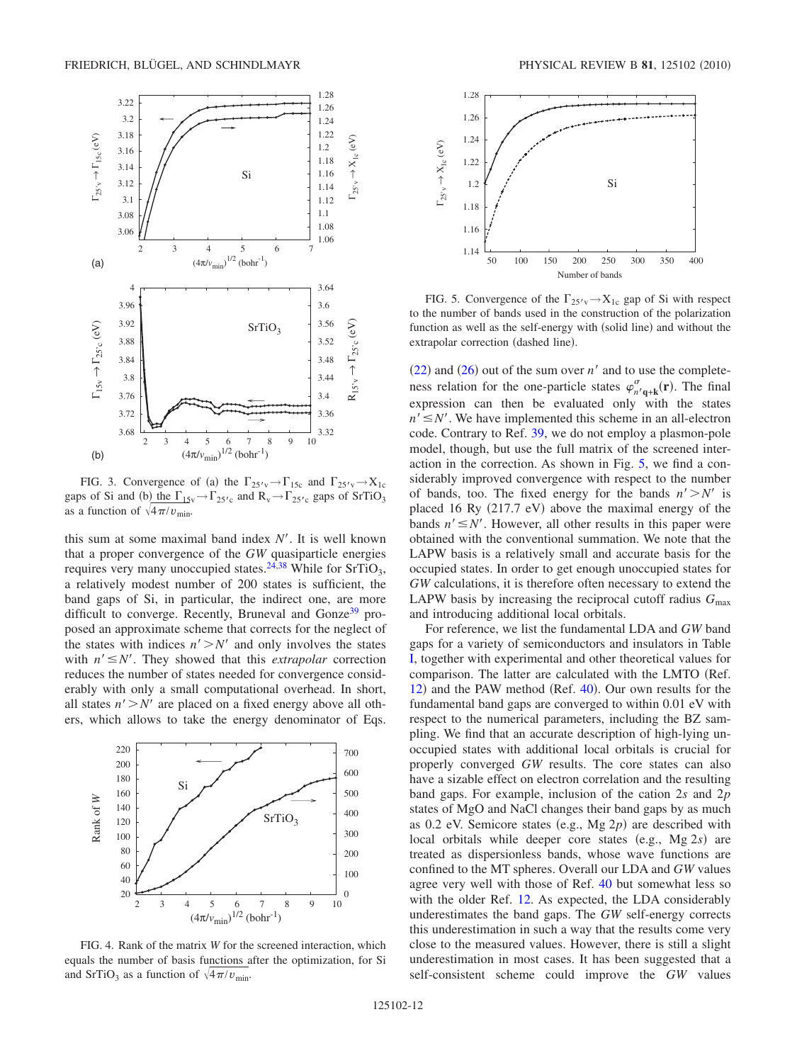FIG. 3. Convergence of (a) the $\Gamma_{25'v} \rightarrow \Gamma_{15c}$ and $\Gamma_{25'v} \rightarrow X_{1c}$ gaps of Si and (b) the $\Gamma_{15v} \rightarrow \Gamma_{25'c}$ and $R_v \rightarrow \Gamma_{25'c}$ gaps of $SrTiO_3$ as a function of $\sqrt{4\pi/v_{\min}}$.

this sum at some maximal band index $N'$. It is well known that a proper convergence of the *GW* quasiparticle energies requires very many unoccupied states.[24,38] While for $SrTiO_3$, a relatively modest number of 200 states is sufficient, the band gaps of Si, in particular, the indirect one, are more difficult to converge. Recently, Bruneval and Gonze[39] proposed an approximate scheme that corrects for the neglect of the states with indices $n' > N'$ and only involves the states with $n' \leq N'$. They showed that this *extrapolar* correction reduces the number of states needed for convergence considerably with only a small computational overhead. In short, all states $n' > N'$ are placed on a fixed energy above all others, which allows to take the energy denominator of Eqs. (22) and (26) out of the sum over $n'$ and to use the completeness relation for the one-particle states $\varphi^{\sigma}_{n'\mathbf{q}+\mathbf{k}}(\mathbf{r})$. The final expression can then be evaluated only with the states $n' \leq N'$. We have implemented this scheme in an all-electron code. Contrary to Ref. 39, we do not employ a plasmon-pole model, though, but use the full matrix of the screened interaction in the correction. As shown in Fig. 5, we find a considerably improved convergence with respect to the number of bands, too. The fixed energy for the bands $n' > N'$ is placed 16 Ry (217.7 eV) above the maximal energy of the bands $n' \leq N'$. However, all other results in this paper were obtained with the conventional summation. We note that the LAPW basis is a relatively small and accurate basis for the occupied states. In order to get enough unoccupied states for *GW* calculations, it is therefore often necessary to extend the LAPW basis by increasing the reciprocal cutoff radius $G_{\max}$ and introducing additional local orbitals.

FIG. 4. Rank of the matrix *W* for the screened interaction, which equals the number of basis functions after the optimization, for Si and $SrTiO_3$ as a function of $\sqrt{4\pi/v_{\min}}$.

FIG. 5. Convergence of the $\Gamma_{25'v} \rightarrow X_{1c}$ gap of Si with respect to the number of bands used in the construction of the polarization function as well as the self-energy with (solid line) and without the extrapolar correction (dashed line).

For reference, we list the fundamental LDA and *GW* band gaps for a variety of semiconductors and insulators in Table I, together with experimental and other theoretical values for comparison. The latter are calculated with the LMTO (Ref. 12) and the PAW method (Ref. 40). Our own results for the fundamental band gaps are converged to within 0.01 eV with respect to the numerical parameters, including the BZ sampling. We find that an accurate description of high-lying unoccupied states with additional local orbitals is crucial for properly converged *GW* results. The core states can also have a sizable effect on electron correlation and the resulting band gaps. For example, inclusion of the cation 2*s* and 2*p* states of MgO and NaCl changes their band gaps by as much as 0.2 eV. Semicore states (e.g., Mg 2*p*) are described with local orbitals while deeper core states (e.g., Mg 2*s*) are treated as dispersionless bands, whose wave functions are confined to the MT spheres. Overall our LDA and *GW* values agree very well with those of Ref. 40 but somewhat less so with the older Ref. 12. As expected, the LDA considerably underestimates the band gaps. The *GW* self-energy corrects this underestimation in such a way that the results come very close to the measured values. However, there is still a slight underestimation in most cases. It has been suggested that a self-consistent scheme could improve the *GW* values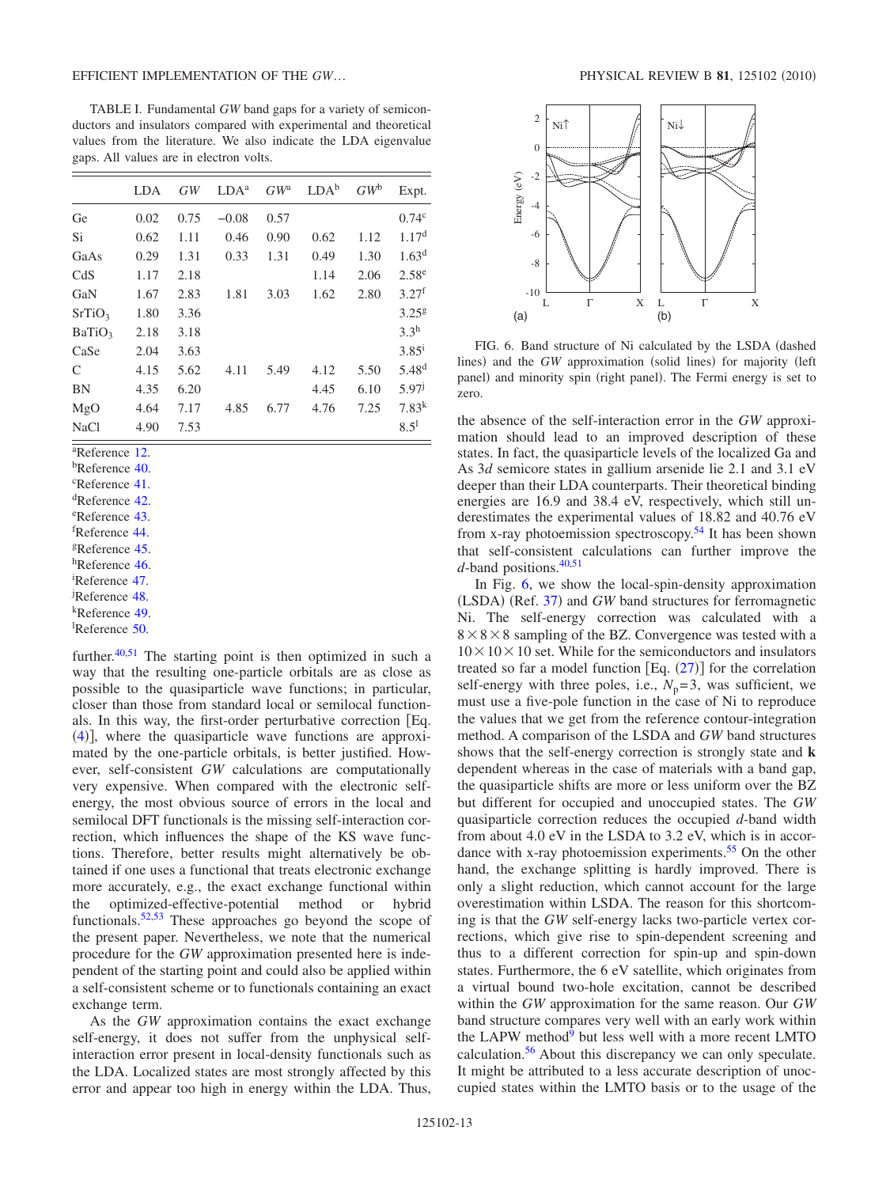TABLE I. Fundamental *GW* band gaps for a variety of semiconductors and insulators compared with experimental and theoretical values from the literature. We also indicate the LDA eigenvalue gaps. All values are in electron volts.

| | LDA | *GW* | LDA[a] | *GW*[a] | LDA[b] | *GW*[b] | Expt. |
|---|---|---|---|---|---|---|---|
| Ge | 0.02 | 0.75 | −0.08 | 0.57 | | | 0.74[c] |
| Si | 0.62 | 1.11 | 0.46 | 0.90 | 0.62 | 1.12 | 1.17[d] |
| GaAs | 0.29 | 1.31 | 0.33 | 1.31 | 0.49 | 1.30 | 1.63[d] |
| CdS | 1.17 | 2.18 | | | 1.14 | 2.06 | 2.58[e] |
| GaN | 1.67 | 2.83 | 1.81 | 3.03 | 1.62 | 2.80 | 3.27[f] |
| $SrTiO_3$ | 1.80 | 3.36 | | | | | 3.25[g] |
| $BaTiO_3$ | 2.18 | 3.18 | | | | | 3.3[h] |
| CaSe | 2.04 | 3.63 | | | | | 3.85[i] |
| C | 4.15 | 5.62 | 4.11 | 5.49 | 4.12 | 5.50 | 5.48[d] |
| BN | 4.35 | 6.20 | | | 4.45 | 6.10 | 5.97[j] |
| MgO | 4.64 | 7.17 | 4.85 | 6.77 | 4.76 | 7.25 | 7.83[k] |
| NaCl | 4.90 | 7.53 | | | | | 8.5[l] |

[a]Reference 12.
[b]Reference 40.
[c]Reference 41.
[d]Reference 42.
[e]Reference 43.
[f]Reference 44.
[g]Reference 45.
[h]Reference 46.
[i]Reference 47.
[j]Reference 48.
[k]Reference 49.
[l]Reference 50.

further.[40,51] The starting point is then optimized in such a way that the resulting one-particle orbitals are as close as possible to the quasiparticle wave functions; in particular, closer than those from standard local or semilocal functionals. In this way, the first-order perturbative correction [Eq. (4)], where the quasiparticle wave functions are approximated by the one-particle orbitals, is better justified. However, self-consistent *GW* calculations are computationally very expensive. When compared with the electronic self-energy, the most obvious source of errors in the local and semilocal DFT functionals is the missing self-interaction correction, which influences the shape of the KS wave functions. Therefore, better results might alternatively be obtained if one uses a functional that treats electronic exchange more accurately, e.g., the exact exchange functional within the optimized-effective-potential method or hybrid functionals.[52,53] These approaches go beyond the scope of the present paper. Nevertheless, we note that the numerical procedure for the *GW* approximation presented here is independent of the starting point and could also be applied within a self-consistent scheme or to functionals containing an exact exchange term.

As the *GW* approximation contains the exact exchange self-energy, it does not suffer from the unphysical self-interaction error present in local-density functionals such as the LDA. Localized states are most strongly affected by this error and appear too high in energy within the LDA. Thus, the absence of the self-interaction error in the *GW* approximation should lead to an improved description of these states. In fact, the quasiparticle levels of the localized Ga and As 3*d* semicore states in gallium arsenide lie 2.1 and 3.1 eV deeper than their LDA counterparts. Their theoretical binding energies are 16.9 and 38.4 eV, respectively, which still underestimate the experimental values of 18.82 and 40.76 eV from x-ray photoemission spectroscopy.[54] It has been shown that self-consistent calculations can further improve the *d*-band positions.[40,51]

FIG. 6. Band structure of Ni calculated by the LSDA (dashed lines) and the *GW* approximation (solid lines) for majority (left panel) and minority spin (right panel). The Fermi energy is set to zero.

In Fig. 6, we show the local-spin-density approximation (LSDA) (Ref. 37) and *GW* band structures for ferromagnetic Ni. The self-energy correction was calculated with a $8\times8\times8$ sampling of the BZ. Convergence was tested with a $10\times10\times10$ set. While for the semiconductors and insulators treated so far a model function [Eq. (27)] for the correlation self-energy with three poles, i.e., $N_p=3$, was sufficient, we must use a five-pole function in the case of Ni to reproduce the values that we get from the reference contour-integration method. A comparison of the LSDA and *GW* band structures shows that the self-energy correction is strongly state and **k** dependent whereas in the case of materials with a band gap, the quasiparticle shifts are more or less uniform over the BZ but different for occupied and unoccupied states. The *GW* quasiparticle correction reduces the occupied *d*-band width from about 4.0 eV in the LSDA to 3.2 eV, which is in accordance with x-ray photoemission experiments.[55] On the other hand, the exchange splitting is hardly improved. There is only a slight reduction, which cannot account for the large overestimation within LSDA. The reason for this shortcoming is that the *GW* self-energy lacks two-particle vertex corrections, which give rise to spin-dependent screening and thus to a different correction for spin-up and spin-down states. Furthermore, the 6 eV satellite, which originates from a virtual bound two-hole excitation, cannot be described within the *GW* approximation for the same reason. Our *GW* band structure compares very well with an early work within the LAPW method[9] but less well with a more recent LMTO calculation.[56] About this discrepancy we can only speculate. It might be attributed to a less accurate description of unoccupied states within the LMTO basis or to the usage of the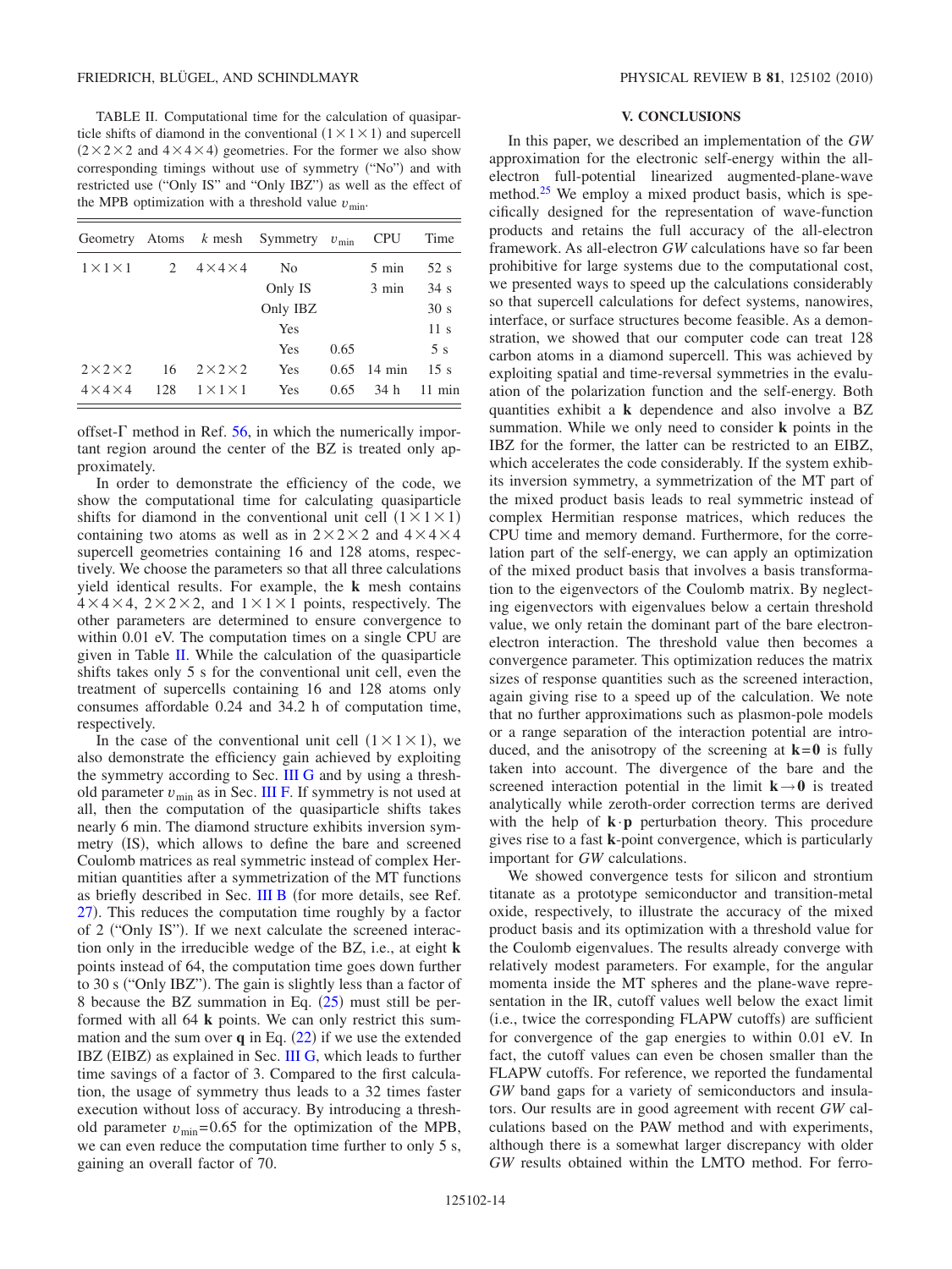TABLE II. Computational time for the calculation of quasiparticle shifts of diamond in the conventional $(1\times1\times1)$ and supercell $(2\times2\times2$ and $4\times4\times4)$ geometries. For the former we also show corresponding timings without use of symmetry ("No") and with restricted use ("Only IS" and "Only IBZ") as well as the effect of the MPB optimization with a threshold value $v_{\min}$.

| Geometry | Atoms | $k$ mesh | Symmetry | $v_{\min}$ | CPU | Time |
|---|---|---|---|---|---|---|
| $1\times1\times1$ | 2 | $4\times4\times4$ | No | | 5 min | 52 s |
| | | | Only IS | | 3 min | 34 s |
| | | | Only IBZ | | | 30 s |
| | | | Yes | | | 11 s |
| | | | Yes | 0.65 | | 5 s |
| $2\times2\times2$ | 16 | $2\times2\times2$ | Yes | 0.65 | 14 min | 15 s |
| $4\times4\times4$ | 128 | $1\times1\times1$ | Yes | 0.65 | 34 h | 11 min |

offset-Γ method in Ref. 56, in which the numerically important region around the center of the BZ is treated only approximately.

In order to demonstrate the efficiency of the code, we show the computational time for calculating quasiparticle shifts for diamond in the conventional unit cell $(1\times1\times1)$ containing two atoms as well as in $2\times2\times2$ and $4\times4\times4$ supercell geometries containing 16 and 128 atoms, respectively. We choose the parameters so that all three calculations yield identical results. For example, the **k** mesh contains $4\times4\times4$, $2\times2\times2$, and $1\times1\times1$ points, respectively. The other parameters are determined to ensure convergence to within 0.01 eV. The computation times on a single CPU are given in Table II. While the calculation of the quasiparticle shifts takes only 5 s for the conventional unit cell, even the treatment of supercells containing 16 and 128 atoms only consumes affordable 0.24 and 34.2 h of computation time, respectively.

In the case of the conventional unit cell $(1\times1\times1)$, we also demonstrate the efficiency gain achieved by exploiting the symmetry according to Sec. III G and by using a threshold parameter $v_{\min}$ as in Sec. III F. If symmetry is not used at all, then the computation of the quasiparticle shifts takes nearly 6 min. The diamond structure exhibits inversion symmetry (IS), which allows to define the bare and screened Coulomb matrices as real symmetric instead of complex Hermitian quantities after a symmetrization of the MT functions as briefly described in Sec. III B (for more details, see Ref. 27). This reduces the computation time roughly by a factor of 2 ("Only IS"). If we next calculate the screened interaction only in the irreducible wedge of the BZ, i.e., at eight **k** points instead of 64, the computation time goes down further to 30 s ("Only IBZ"). The gain is slightly less than a factor of 8 because the BZ summation in Eq. (25) must still be performed with all 64 **k** points. We can only restrict this summation and the sum over **q** in Eq. (22) if we use the extended IBZ (EIBZ) as explained in Sec. III G, which leads to further time savings of a factor of 3. Compared to the first calculation, the usage of symmetry thus leads to a 32 times faster execution without loss of accuracy. By introducing a threshold parameter $v_{\min}=0.65$ for the optimization of the MPB, we can even reduce the computation time further to only 5 s, gaining an overall factor of 70.

## V. CONCLUSIONS

In this paper, we described an implementation of the *GW* approximation for the electronic self-energy within the all-electron full-potential linearized augmented-plane-wave method.[25] We employ a mixed product basis, which is specifically designed for the representation of wave-function products and retains the full accuracy of the all-electron framework. As all-electron *GW* calculations have so far been prohibitive for large systems due to the computational cost, we presented ways to speed up the calculations considerably so that supercell calculations for defect systems, nanowires, interface, or surface structures become feasible. As a demonstration, we showed that our computer code can treat 128 carbon atoms in a diamond supercell. This was achieved by exploiting spatial and time-reversal symmetries in the evaluation of the polarization function and the self-energy. Both quantities exhibit a **k** dependence and also involve a BZ summation. While we only need to consider **k** points in the IBZ for the former, the latter can be restricted to an EIBZ, which accelerates the code considerably. If the system exhibits inversion symmetry, a symmetrization of the MT part of the mixed product basis leads to real symmetric instead of complex Hermitian response matrices, which reduces the CPU time and memory demand. Furthermore, for the correlation part of the self-energy, we can apply an optimization of the mixed product basis that involves a basis transformation to the eigenvectors of the Coulomb matrix. By neglecting eigenvectors with eigenvalues below a certain threshold value, we only retain the dominant part of the bare electron-electron interaction. The threshold value then becomes a convergence parameter. This optimization reduces the matrix sizes of response quantities such as the screened interaction, again giving rise to a speed up of the calculation. We note that no further approximations such as plasmon-pole models or a range separation of the interaction potential are introduced, and the anisotropy of the screening at $\mathbf{k}=\mathbf{0}$ is fully taken into account. The divergence of the bare and the screened interaction potential in the limit $\mathbf{k}\rightarrow\mathbf{0}$ is treated analytically while zeroth-order correction terms are derived with the help of $\mathbf{k}\cdot\mathbf{p}$ perturbation theory. This procedure gives rise to a fast **k**-point convergence, which is particularly important for *GW* calculations.

We showed convergence tests for silicon and strontium titanate as a prototype semiconductor and transition-metal oxide, respectively, to illustrate the accuracy of the mixed product basis and its optimization with a threshold value for the Coulomb eigenvalues. The results already converge with relatively modest parameters. For example, for the angular momenta inside the MT spheres and the plane-wave representation in the IR, cutoff values well below the exact limit (i.e., twice the corresponding FLAPW cutoffs) are sufficient for convergence of the gap energies to within 0.01 eV. In fact, the cutoff values can even be chosen smaller than the FLAPW cutoffs. For reference, we reported the fundamental *GW* band gaps for a variety of semiconductors and insulators. Our results are in good agreement with recent *GW* calculations based on the PAW method and with experiments, although there is a somewhat larger discrepancy with older *GW* results obtained within the LMTO method. For ferro-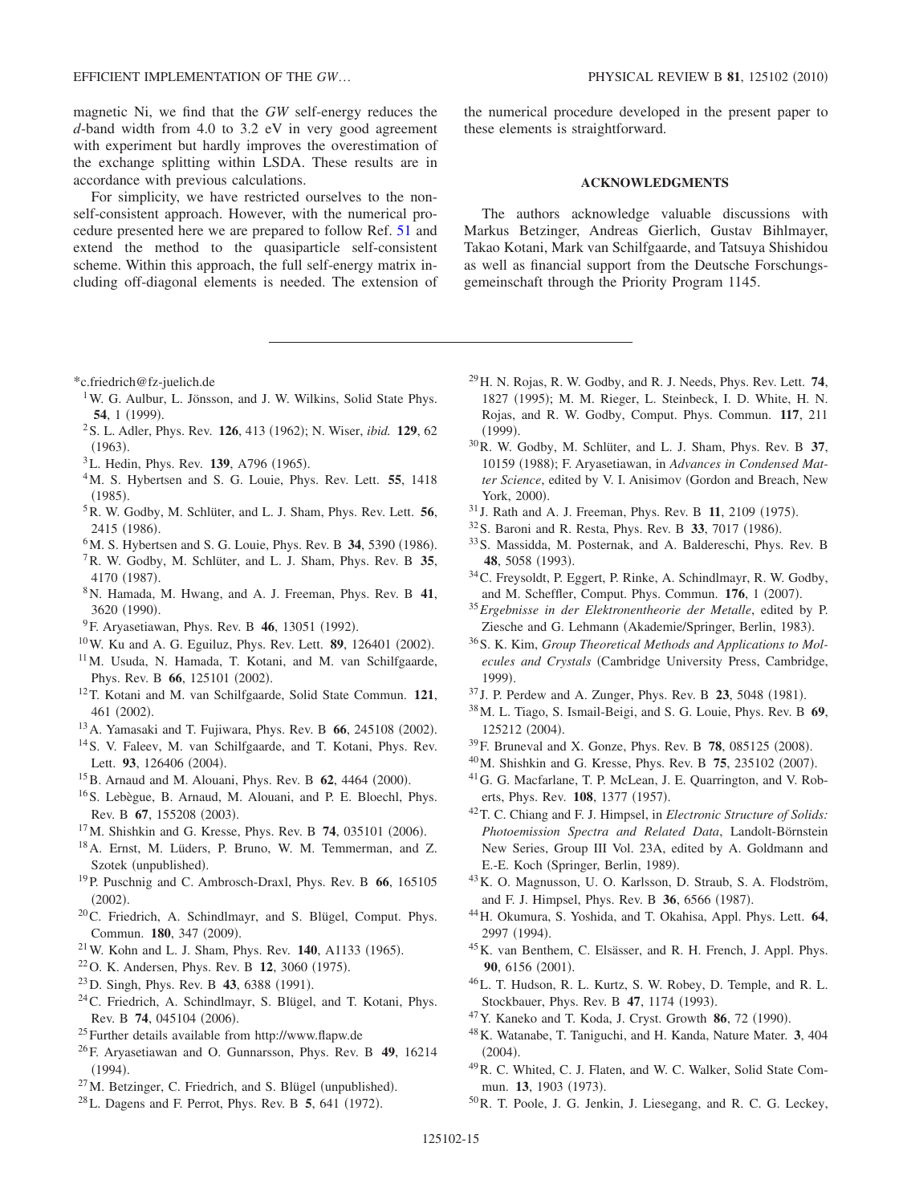magnetic Ni, we find that the *GW* self-energy reduces the *d*-band width from 4.0 to 3.2 eV in very good agreement with experiment but hardly improves the overestimation of the exchange splitting within LSDA. These results are in accordance with previous calculations.

For simplicity, we have restricted ourselves to the non-self-consistent approach. However, with the numerical procedure presented here we are prepared to follow Ref. 51 and extend the method to the quasiparticle self-consistent scheme. Within this approach, the full self-energy matrix including off-diagonal elements is needed. The extension of the numerical procedure developed in the present paper to these elements is straightforward.

## ACKNOWLEDGMENTS

The authors acknowledge valuable discussions with Markus Betzinger, Andreas Gierlich, Gustav Bihlmayer, Takao Kotani, Mark van Schilfgaarde, and Tatsuya Shishidou as well as financial support from the Deutsche Forschungsgemeinschaft through the Priority Program 1145.

---

*c.friedrich@fz-juelich.de

[1] W. G. Aulbur, L. Jönsson, and J. W. Wilkins, Solid State Phys. **54**, 1 (1999).

[2] S. L. Adler, Phys. Rev. **126**, 413 (1962); N. Wiser, *ibid.* **129**, 62 (1963).

[3] L. Hedin, Phys. Rev. **139**, A796 (1965).

[4] M. S. Hybertsen and S. G. Louie, Phys. Rev. Lett. **55**, 1418 (1985).

[5] R. W. Godby, M. Schlüter, and L. J. Sham, Phys. Rev. Lett. **56**, 2415 (1986).

[6] M. S. Hybertsen and S. G. Louie, Phys. Rev. B **34**, 5390 (1986).

[7] R. W. Godby, M. Schlüter, and L. J. Sham, Phys. Rev. B **35**, 4170 (1987).

[8] N. Hamada, M. Hwang, and A. J. Freeman, Phys. Rev. B **41**, 3620 (1990).

[9] F. Aryasetiawan, Phys. Rev. B **46**, 13051 (1992).

[10] W. Ku and A. G. Eguiluz, Phys. Rev. Lett. **89**, 126401 (2002).

[11] M. Usuda, N. Hamada, T. Kotani, and M. van Schilfgaarde, Phys. Rev. B **66**, 125101 (2002).

[12] T. Kotani and M. van Schilfgaarde, Solid State Commun. **121**, 461 (2002).

[13] A. Yamasaki and T. Fujiwara, Phys. Rev. B **66**, 245108 (2002).

[14] S. V. Faleev, M. van Schilfgaarde, and T. Kotani, Phys. Rev. Lett. **93**, 126406 (2004).

[15] B. Arnaud and M. Alouani, Phys. Rev. B **62**, 4464 (2000).

[16] S. Lebègue, B. Arnaud, M. Alouani, and P. E. Bloechl, Phys. Rev. B **67**, 155208 (2003).

[17] M. Shishkin and G. Kresse, Phys. Rev. B **74**, 035101 (2006).

[18] A. Ernst, M. Lüders, P. Bruno, W. M. Temmerman, and Z. Szotek (unpublished).

[19] P. Puschnig and C. Ambrosch-Draxl, Phys. Rev. B **66**, 165105 (2002).

[20] C. Friedrich, A. Schindlmayr, and S. Blügel, Comput. Phys. Commun. **180**, 347 (2009).

[21] W. Kohn and L. J. Sham, Phys. Rev. **140**, A1133 (1965).

[22] O. K. Andersen, Phys. Rev. B **12**, 3060 (1975).

[23] D. Singh, Phys. Rev. B **43**, 6388 (1991).

[24] C. Friedrich, A. Schindlmayr, S. Blügel, and T. Kotani, Phys. Rev. B **74**, 045104 (2006).

[25] Further details available from http://www.flapw.de

[26] F. Aryasetiawan and O. Gunnarsson, Phys. Rev. B **49**, 16214 (1994).

[27] M. Betzinger, C. Friedrich, and S. Blügel (unpublished).

[28] L. Dagens and F. Perrot, Phys. Rev. B **5**, 641 (1972).

[29] H. N. Rojas, R. W. Godby, and R. J. Needs, Phys. Rev. Lett. **74**, 1827 (1995); M. M. Rieger, L. Steinbeck, I. D. White, H. N. Rojas, and R. W. Godby, Comput. Phys. Commun. **117**, 211 (1999).

[30] R. W. Godby, M. Schlüter, and L. J. Sham, Phys. Rev. B **37**, 10159 (1988); F. Aryasetiawan, in *Advances in Condensed Matter Science*, edited by V. I. Anisimov (Gordon and Breach, New York, 2000).

[31] J. Rath and A. J. Freeman, Phys. Rev. B **11**, 2109 (1975).

[32] S. Baroni and R. Resta, Phys. Rev. B **33**, 7017 (1986).

[33] S. Massidda, M. Posternak, and A. Baldereschi, Phys. Rev. B **48**, 5058 (1993).

[34] C. Freysoldt, P. Eggert, P. Rinke, A. Schindlmayr, R. W. Godby, and M. Scheffler, Comput. Phys. Commun. **176**, 1 (2007).

[35] *Ergebnisse in der Elektronentheorie der Metalle*, edited by P. Ziesche and G. Lehmann (Akademie/Springer, Berlin, 1983).

[36] S. K. Kim, *Group Theoretical Methods and Applications to Molecules and Crystals* (Cambridge University Press, Cambridge, 1999).

[37] J. P. Perdew and A. Zunger, Phys. Rev. B **23**, 5048 (1981).

[38] M. L. Tiago, S. Ismail-Beigi, and S. G. Louie, Phys. Rev. B **69**, 125212 (2004).

[39] F. Bruneval and X. Gonze, Phys. Rev. B **78**, 085125 (2008).

[40] M. Shishkin and G. Kresse, Phys. Rev. B **75**, 235102 (2007).

[41] G. G. Macfarlane, T. P. McLean, J. E. Quarrington, and V. Roberts, Phys. Rev. **108**, 1377 (1957).

[42] T. C. Chiang and F. J. Himpsel, in *Electronic Structure of Solids: Photoemission Spectra and Related Data*, Landolt-Börnstein New Series, Group III Vol. 23A, edited by A. Goldmann and E.-E. Koch (Springer, Berlin, 1989).

[43] K. O. Magnusson, U. O. Karlsson, D. Straub, S. A. Flodström, and F. J. Himpsel, Phys. Rev. B **36**, 6566 (1987).

[44] H. Okumura, S. Yoshida, and T. Okahisa, Appl. Phys. Lett. **64**, 2997 (1994).

[45] K. van Benthem, C. Elsässer, and R. H. French, J. Appl. Phys. **90**, 6156 (2001).

[46] L. T. Hudson, R. L. Kurtz, S. W. Robey, D. Temple, and R. L. Stockbauer, Phys. Rev. B **47**, 1174 (1993).

[47] Y. Kaneko and T. Koda, J. Cryst. Growth **86**, 72 (1990).

[48] K. Watanabe, T. Taniguchi, and H. Kanda, Nature Mater. **3**, 404 (2004).

[49] R. C. Whited, C. J. Flaten, and W. C. Walker, Solid State Commun. **13**, 1903 (1973).

[50] R. T. Poole, J. G. Jenkin, J. Liesegang, and R. C. G. Leckey,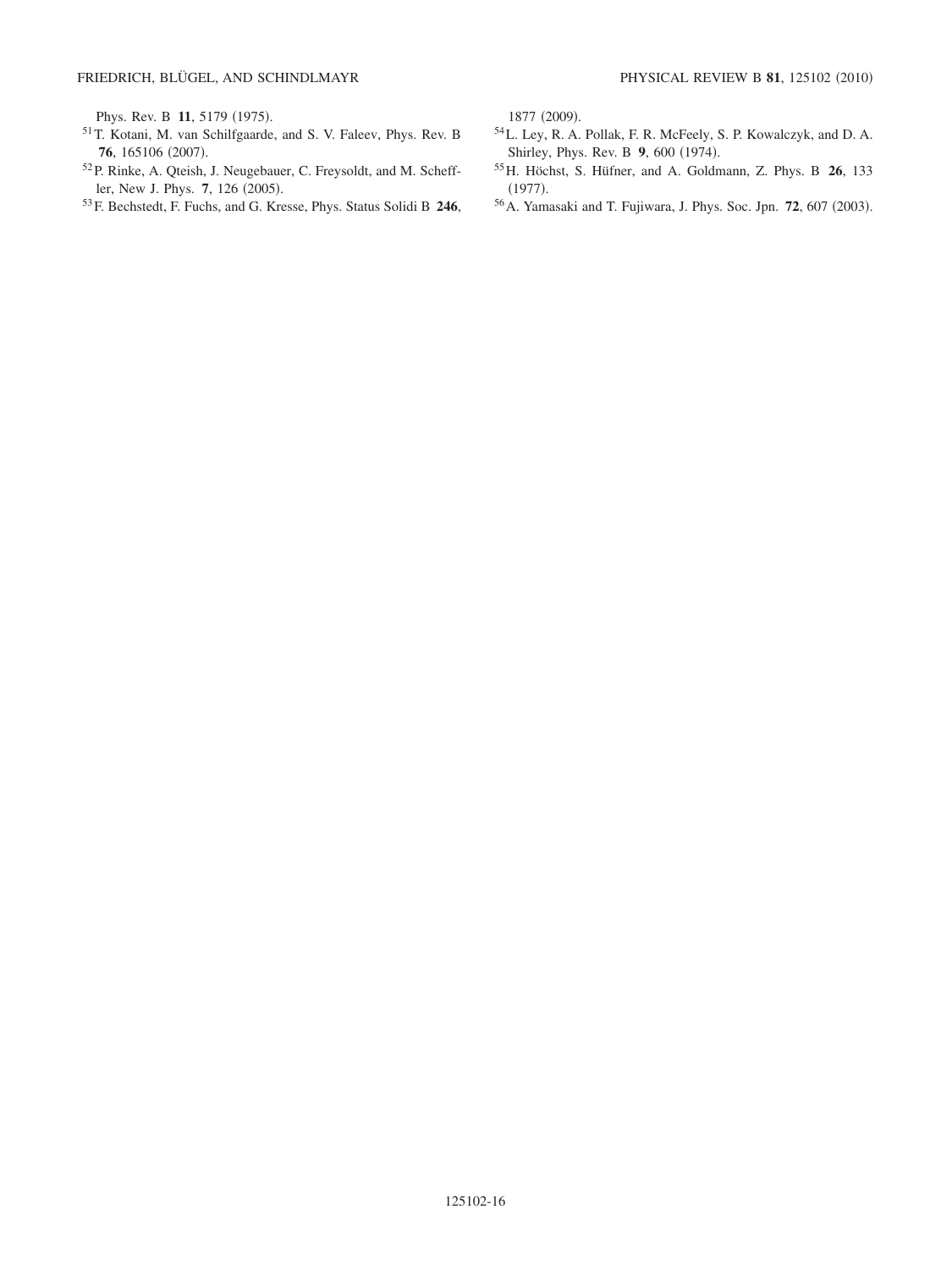Phys. Rev. B **11**, 5179 (1975).

[51] T. Kotani, M. van Schilfgaarde, and S. V. Faleev, Phys. Rev. B **76**, 165106 (2007).

[52] P. Rinke, A. Qteish, J. Neugebauer, C. Freysoldt, and M. Scheffler, New J. Phys. **7**, 126 (2005).

[53] F. Bechstedt, F. Fuchs, and G. Kresse, Phys. Status Solidi B **246**, 1877 (2009).

[54] L. Ley, R. A. Pollak, F. R. McFeely, S. P. Kowalczyk, and D. A. Shirley, Phys. Rev. B **9**, 600 (1974).

[55] H. Höchst, S. Hüfner, and A. Goldmann, Z. Phys. B **26**, 133 (1977).

[56] A. Yamasaki and T. Fujiwara, J. Phys. Soc. Jpn. **72**, 607 (2003).